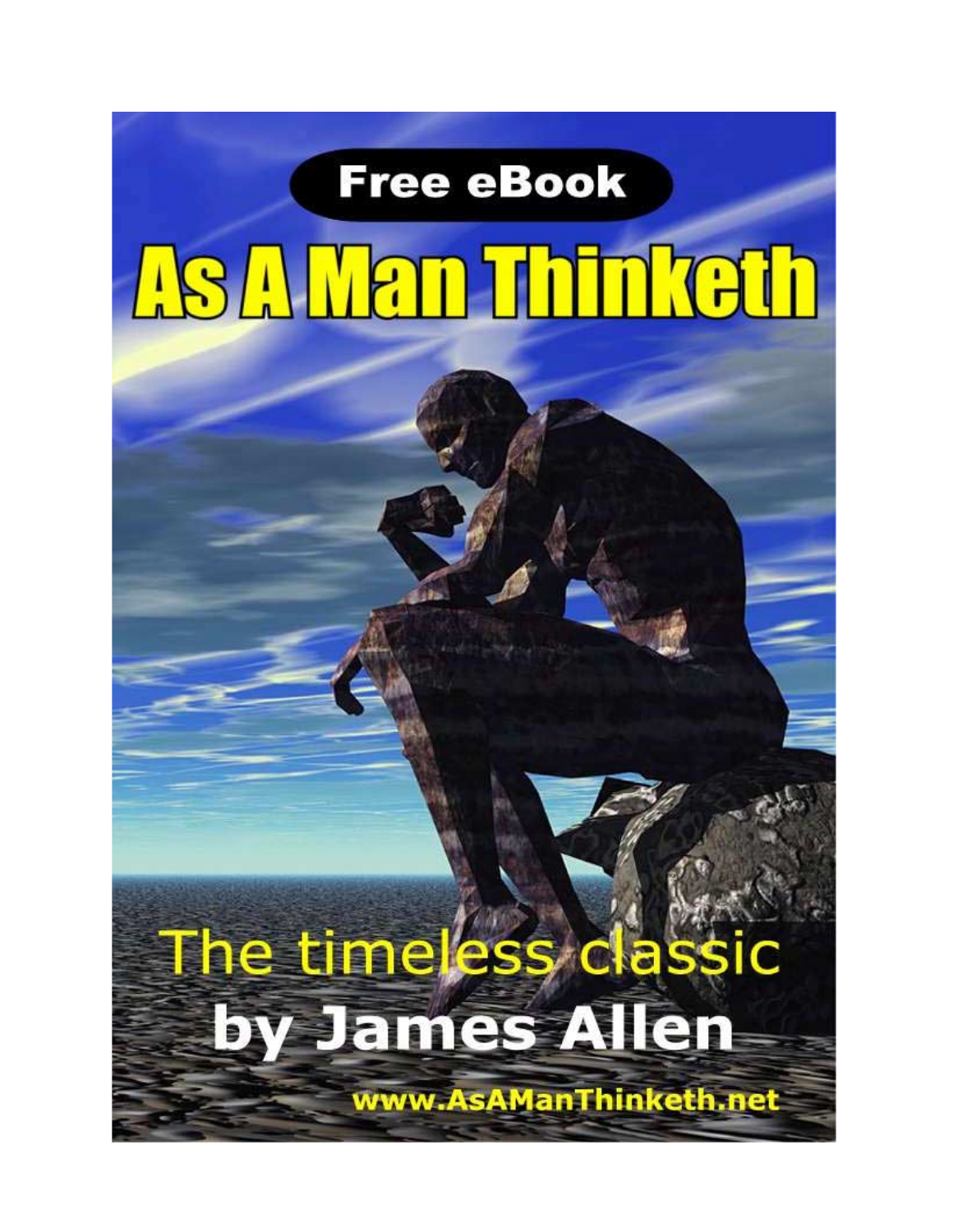Free eBook

# As A Man Thinketh

The timeless classic

**by James Allen**

www.AsAManThinketh.net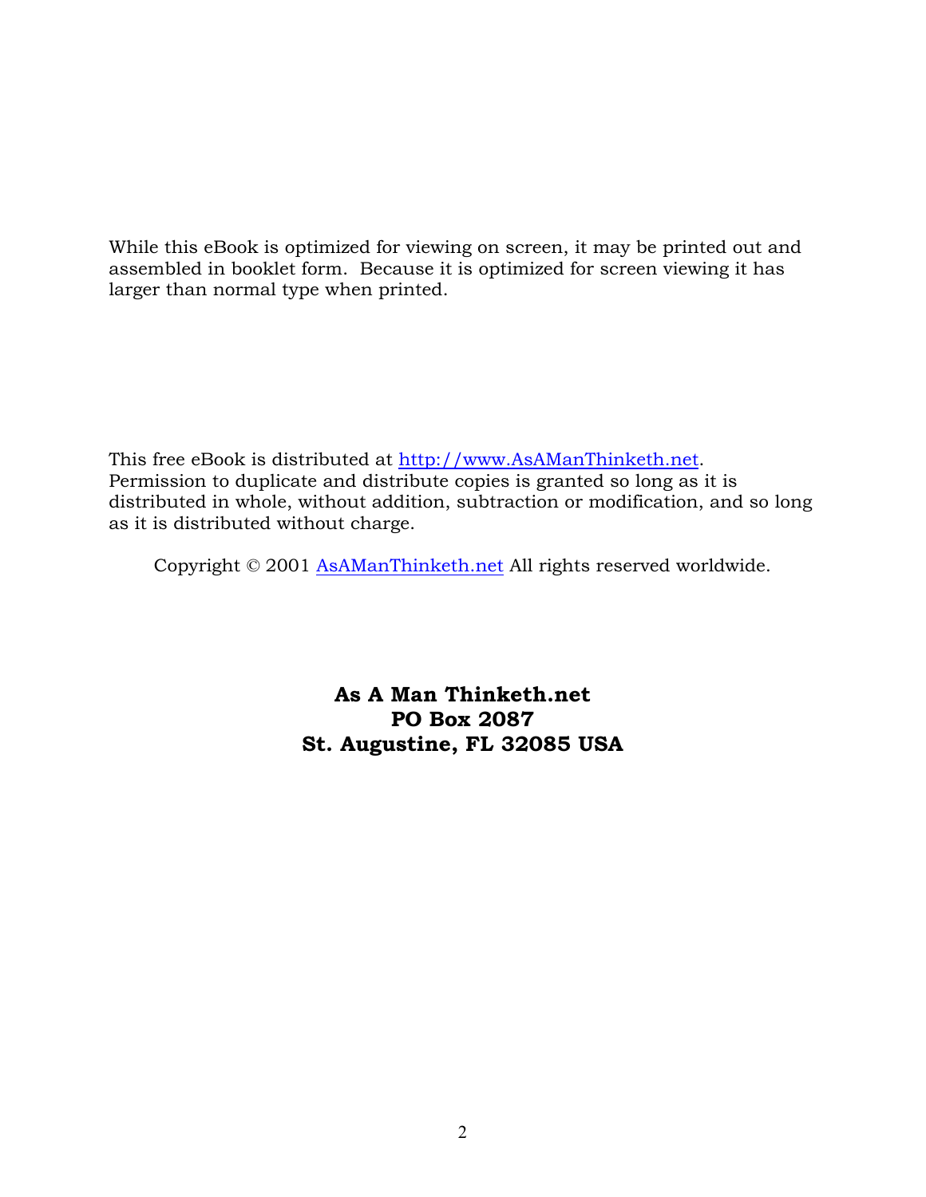While this eBook is optimized for viewing on screen, it may be printed out and assembled in booklet form. Because it is optimized for screen viewing it has larger than normal type when printed.

This free eBook is distributed at http://www.AsAManThinketh.net. Permission to duplicate and distribute copies is granted so long as it is distributed in whole, without addition, subtraction or modification, and so long as it is distributed without charge.

Copyright © 2001 AsAManThinketh.net All rights reserved worldwide.

**As A Man Thinketh.net**
**PO Box 2087**
**St. Augustine, FL 32085 USA**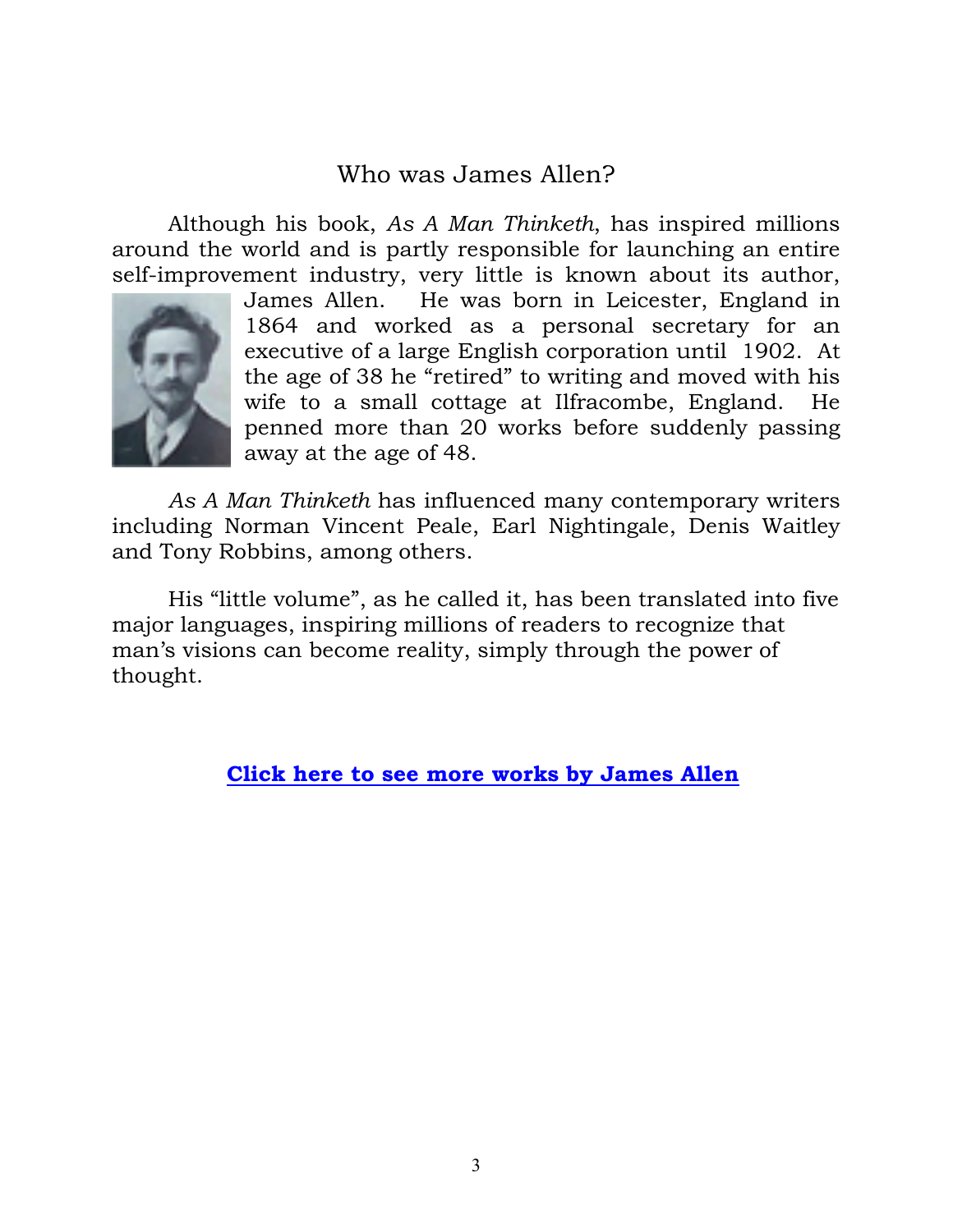## Who was James Allen?

Although his book, *As A Man Thinketh*, has inspired millions around the world and is partly responsible for launching an entire self-improvement industry, very little is known about its author, James Allen. He was born in Leicester, England in 1864 and worked as a personal secretary for an executive of a large English corporation until 1902. At the age of 38 he "retired" to writing and moved with his wife to a small cottage at Ilfracombe, England. He penned more than 20 works before suddenly passing away at the age of 48.

*As A Man Thinketh* has influenced many contemporary writers including Norman Vincent Peale, Earl Nightingale, Denis Waitley and Tony Robbins, among others.

His "little volume", as he called it, has been translated into five major languages, inspiring millions of readers to recognize that man's visions can become reality, simply through the power of thought.

**Click here to see more works by James Allen**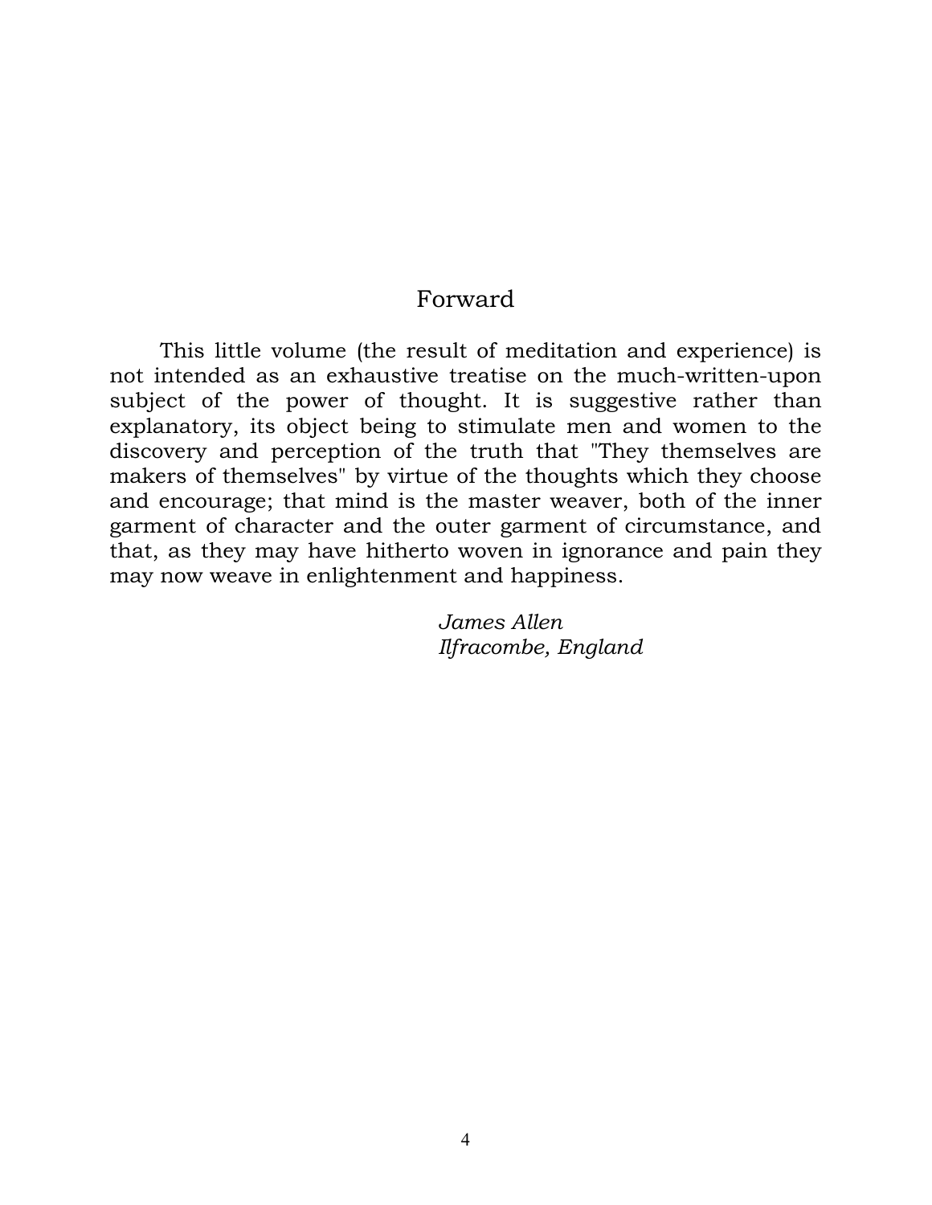# Forward

This little volume (the result of meditation and experience) is not intended as an exhaustive treatise on the much-written-upon subject of the power of thought. It is suggestive rather than explanatory, its object being to stimulate men and women to the discovery and perception of the truth that "They themselves are makers of themselves" by virtue of the thoughts which they choose and encourage; that mind is the master weaver, both of the inner garment of character and the outer garment of circumstance, and that, as they may have hitherto woven in ignorance and pain they may now weave in enlightenment and happiness.

*James Allen*
*Ilfracombe, England*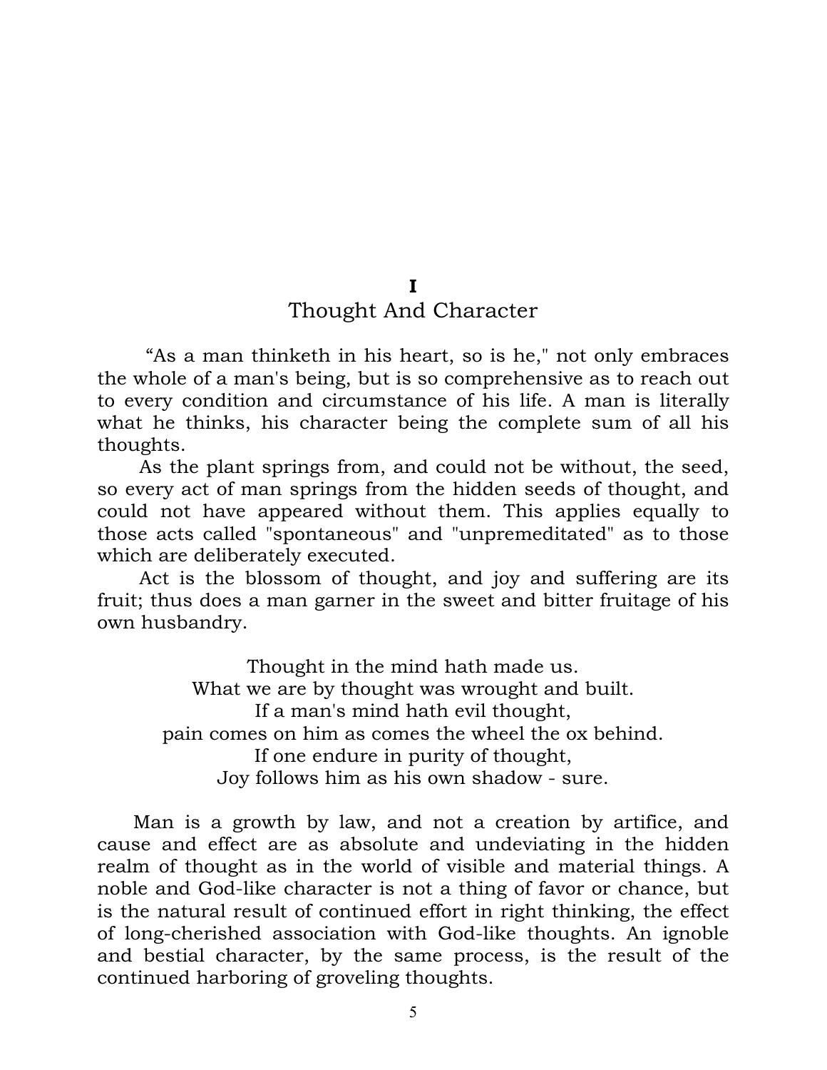# I
# Thought And Character

"As a man thinketh in his heart, so is he," not only embraces the whole of a man's being, but is so comprehensive as to reach out to every condition and circumstance of his life. A man is literally what he thinks, his character being the complete sum of all his thoughts.

As the plant springs from, and could not be without, the seed, so every act of man springs from the hidden seeds of thought, and could not have appeared without them. This applies equally to those acts called "spontaneous" and "unpremeditated" as to those which are deliberately executed.

Act is the blossom of thought, and joy and suffering are its fruit; thus does a man garner in the sweet and bitter fruitage of his own husbandry.

Thought in the mind hath made us.  
What we are by thought was wrought and built.  
If a man's mind hath evil thought,  
pain comes on him as comes the wheel the ox behind.  
If one endure in purity of thought,  
Joy follows him as his own shadow - sure.

Man is a growth by law, and not a creation by artifice, and cause and effect are as absolute and undeviating in the hidden realm of thought as in the world of visible and material things. A noble and God-like character is not a thing of favor or chance, but is the natural result of continued effort in right thinking, the effect of long-cherished association with God-like thoughts. An ignoble and bestial character, by the same process, is the result of the continued harboring of groveling thoughts.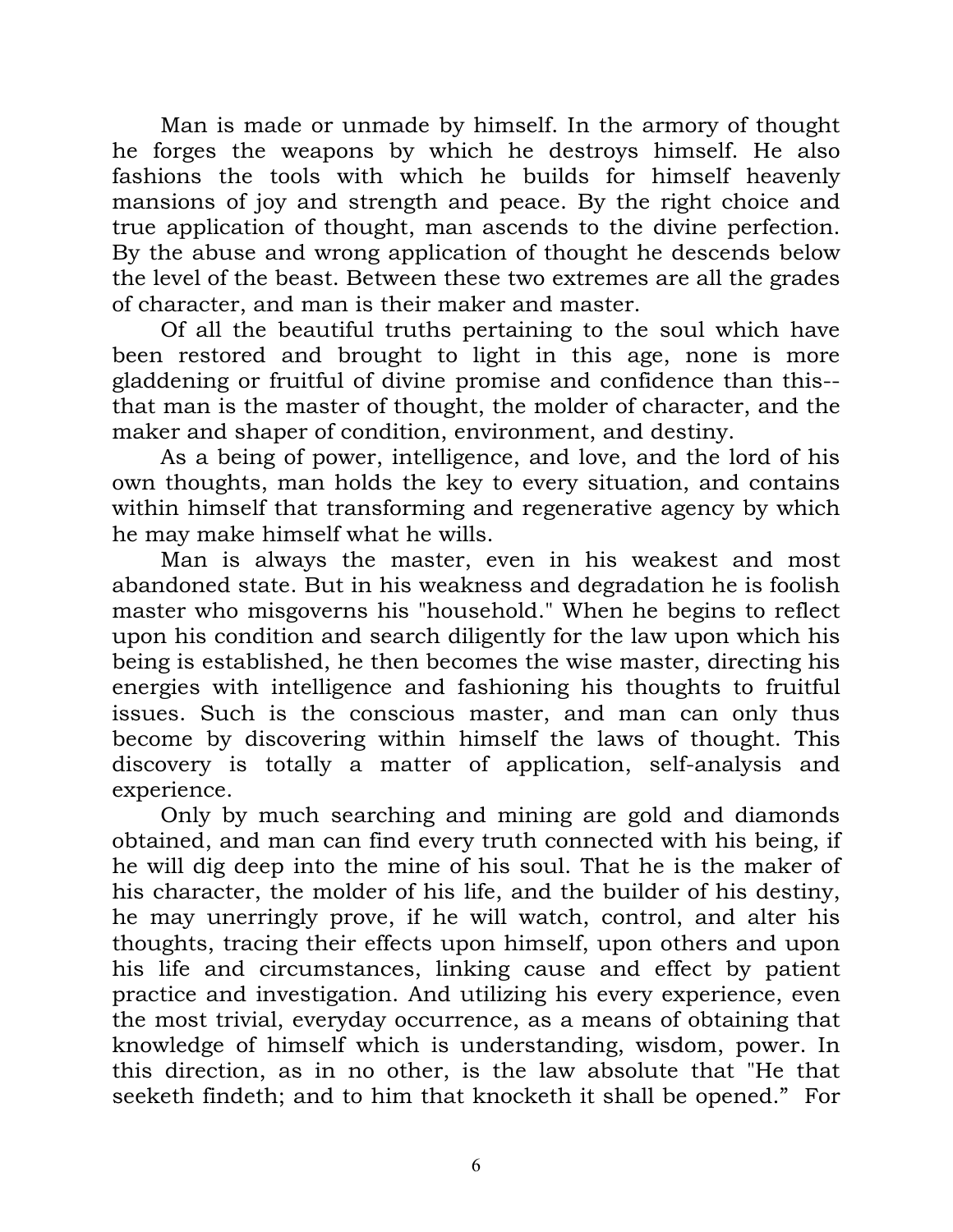Man is made or unmade by himself. In the armory of thought he forges the weapons by which he destroys himself. He also fashions the tools with which he builds for himself heavenly mansions of joy and strength and peace. By the right choice and true application of thought, man ascends to the divine perfection. By the abuse and wrong application of thought he descends below the level of the beast. Between these two extremes are all the grades of character, and man is their maker and master.

Of all the beautiful truths pertaining to the soul which have been restored and brought to light in this age, none is more gladdening or fruitful of divine promise and confidence than this--that man is the master of thought, the molder of character, and the maker and shaper of condition, environment, and destiny.

As a being of power, intelligence, and love, and the lord of his own thoughts, man holds the key to every situation, and contains within himself that transforming and regenerative agency by which he may make himself what he wills.

Man is always the master, even in his weakest and most abandoned state. But in his weakness and degradation he is foolish master who misgoverns his "household." When he begins to reflect upon his condition and search diligently for the law upon which his being is established, he then becomes the wise master, directing his energies with intelligence and fashioning his thoughts to fruitful issues. Such is the conscious master, and man can only thus become by discovering within himself the laws of thought. This discovery is totally a matter of application, self-analysis and experience.

Only by much searching and mining are gold and diamonds obtained, and man can find every truth connected with his being, if he will dig deep into the mine of his soul. That he is the maker of his character, the molder of his life, and the builder of his destiny, he may unerringly prove, if he will watch, control, and alter his thoughts, tracing their effects upon himself, upon others and upon his life and circumstances, linking cause and effect by patient practice and investigation. And utilizing his every experience, even the most trivial, everyday occurrence, as a means of obtaining that knowledge of himself which is understanding, wisdom, power. In this direction, as in no other, is the law absolute that "He that seeketh findeth; and to him that knocketh it shall be opened." For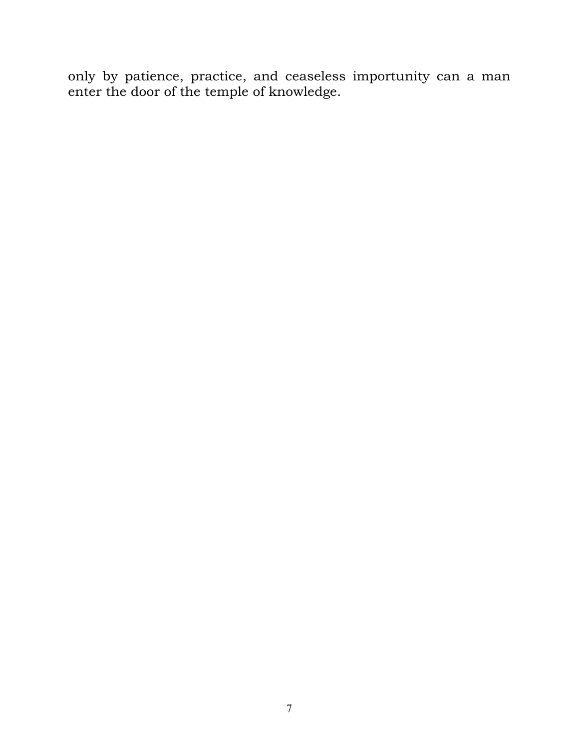only by patience, practice, and ceaseless importunity can a man enter the door of the temple of knowledge.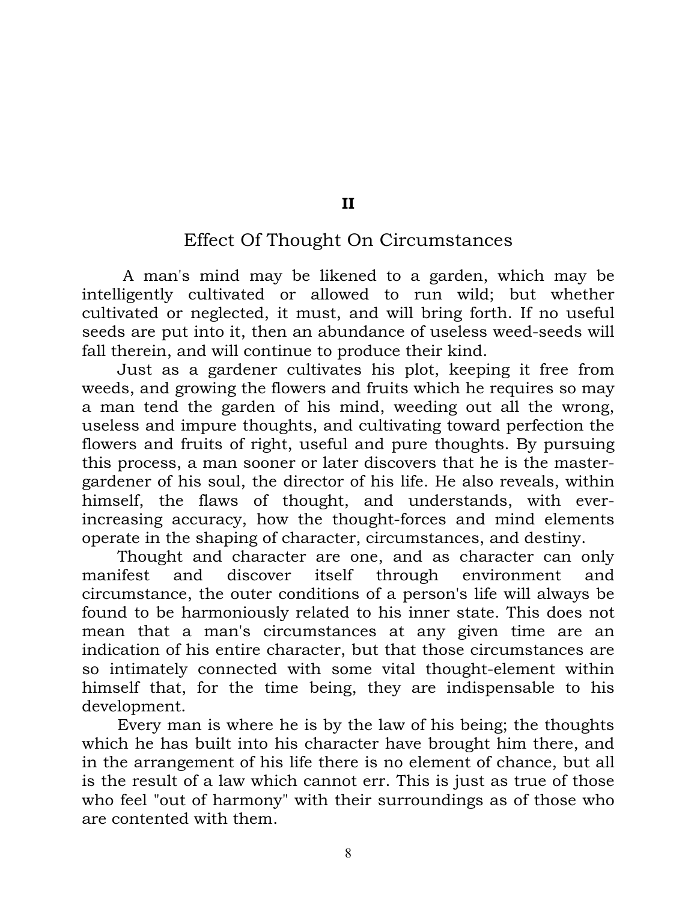## II

## Effect Of Thought On Circumstances

A man's mind may be likened to a garden, which may be intelligently cultivated or allowed to run wild; but whether cultivated or neglected, it must, and will bring forth. If no useful seeds are put into it, then an abundance of useless weed-seeds will fall therein, and will continue to produce their kind.

Just as a gardener cultivates his plot, keeping it free from weeds, and growing the flowers and fruits which he requires so may a man tend the garden of his mind, weeding out all the wrong, useless and impure thoughts, and cultivating toward perfection the flowers and fruits of right, useful and pure thoughts. By pursuing this process, a man sooner or later discovers that he is the master-gardener of his soul, the director of his life. He also reveals, within himself, the flaws of thought, and understands, with ever-increasing accuracy, how the thought-forces and mind elements operate in the shaping of character, circumstances, and destiny.

Thought and character are one, and as character can only manifest and discover itself through environment and circumstance, the outer conditions of a person's life will always be found to be harmoniously related to his inner state. This does not mean that a man's circumstances at any given time are an indication of his entire character, but that those circumstances are so intimately connected with some vital thought-element within himself that, for the time being, they are indispensable to his development.

Every man is where he is by the law of his being; the thoughts which he has built into his character have brought him there, and in the arrangement of his life there is no element of chance, but all is the result of a law which cannot err. This is just as true of those who feel "out of harmony" with their surroundings as of those who are contented with them.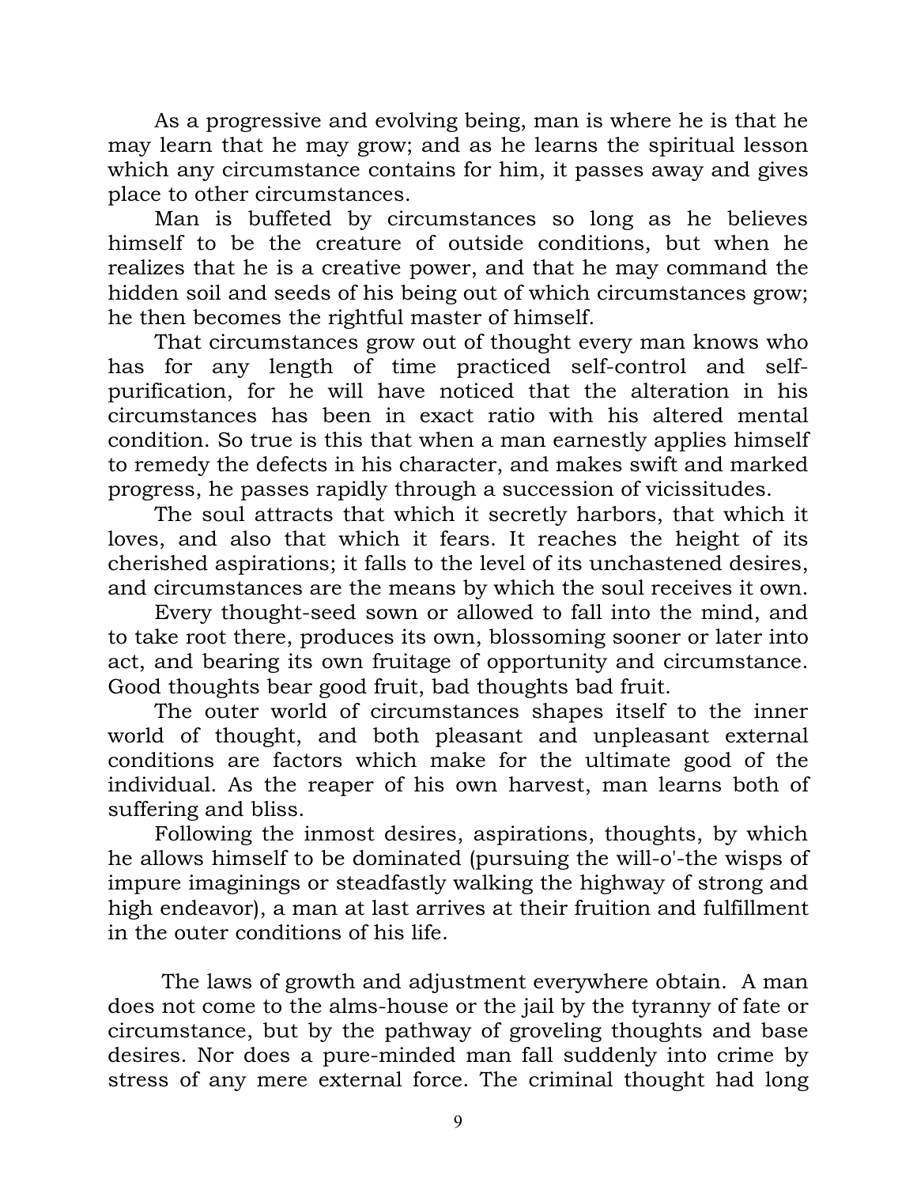As a progressive and evolving being, man is where he is that he may learn that he may grow; and as he learns the spiritual lesson which any circumstance contains for him, it passes away and gives place to other circumstances.

Man is buffeted by circumstances so long as he believes himself to be the creature of outside conditions, but when he realizes that he is a creative power, and that he may command the hidden soil and seeds of his being out of which circumstances grow; he then becomes the rightful master of himself.

That circumstances grow out of thought every man knows who has for any length of time practiced self-control and self-purification, for he will have noticed that the alteration in his circumstances has been in exact ratio with his altered mental condition. So true is this that when a man earnestly applies himself to remedy the defects in his character, and makes swift and marked progress, he passes rapidly through a succession of vicissitudes.

The soul attracts that which it secretly harbors, that which it loves, and also that which it fears. It reaches the height of its cherished aspirations; it falls to the level of its unchastened desires, and circumstances are the means by which the soul receives it own.

Every thought-seed sown or allowed to fall into the mind, and to take root there, produces its own, blossoming sooner or later into act, and bearing its own fruitage of opportunity and circumstance. Good thoughts bear good fruit, bad thoughts bad fruit.

The outer world of circumstances shapes itself to the inner world of thought, and both pleasant and unpleasant external conditions are factors which make for the ultimate good of the individual. As the reaper of his own harvest, man learns both of suffering and bliss.

Following the inmost desires, aspirations, thoughts, by which he allows himself to be dominated (pursuing the will-o'-the wisps of impure imaginings or steadfastly walking the highway of strong and high endeavor), a man at last arrives at their fruition and fulfillment in the outer conditions of his life.

The laws of growth and adjustment everywhere obtain. A man does not come to the alms-house or the jail by the tyranny of fate or circumstance, but by the pathway of groveling thoughts and base desires. Nor does a pure-minded man fall suddenly into crime by stress of any mere external force. The criminal thought had long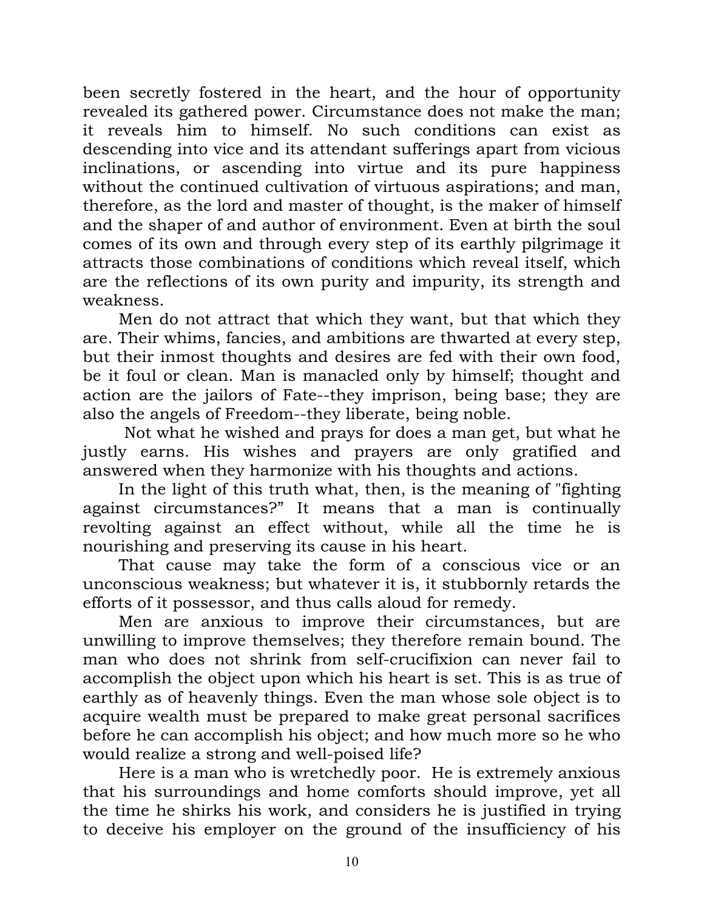been secretly fostered in the heart, and the hour of opportunity revealed its gathered power. Circumstance does not make the man; it reveals him to himself. No such conditions can exist as descending into vice and its attendant sufferings apart from vicious inclinations, or ascending into virtue and its pure happiness without the continued cultivation of virtuous aspirations; and man, therefore, as the lord and master of thought, is the maker of himself and the shaper of and author of environment. Even at birth the soul comes of its own and through every step of its earthly pilgrimage it attracts those combinations of conditions which reveal itself, which are the reflections of its own purity and impurity, its strength and weakness.

Men do not attract that which they want, but that which they are. Their whims, fancies, and ambitions are thwarted at every step, but their inmost thoughts and desires are fed with their own food, be it foul or clean. Man is manacled only by himself; thought and action are the jailors of Fate--they imprison, being base; they are also the angels of Freedom--they liberate, being noble.

Not what he wished and prays for does a man get, but what he justly earns. His wishes and prayers are only gratified and answered when they harmonize with his thoughts and actions.

In the light of this truth what, then, is the meaning of "fighting against circumstances?" It means that a man is continually revolting against an effect without, while all the time he is nourishing and preserving its cause in his heart.

That cause may take the form of a conscious vice or an unconscious weakness; but whatever it is, it stubbornly retards the efforts of it possessor, and thus calls aloud for remedy.

Men are anxious to improve their circumstances, but are unwilling to improve themselves; they therefore remain bound. The man who does not shrink from self-crucifixion can never fail to accomplish the object upon which his heart is set. This is as true of earthly as of heavenly things. Even the man whose sole object is to acquire wealth must be prepared to make great personal sacrifices before he can accomplish his object; and how much more so he who would realize a strong and well-poised life?

Here is a man who is wretchedly poor. He is extremely anxious that his surroundings and home comforts should improve, yet all the time he shirks his work, and considers he is justified in trying to deceive his employer on the ground of the insufficiency of his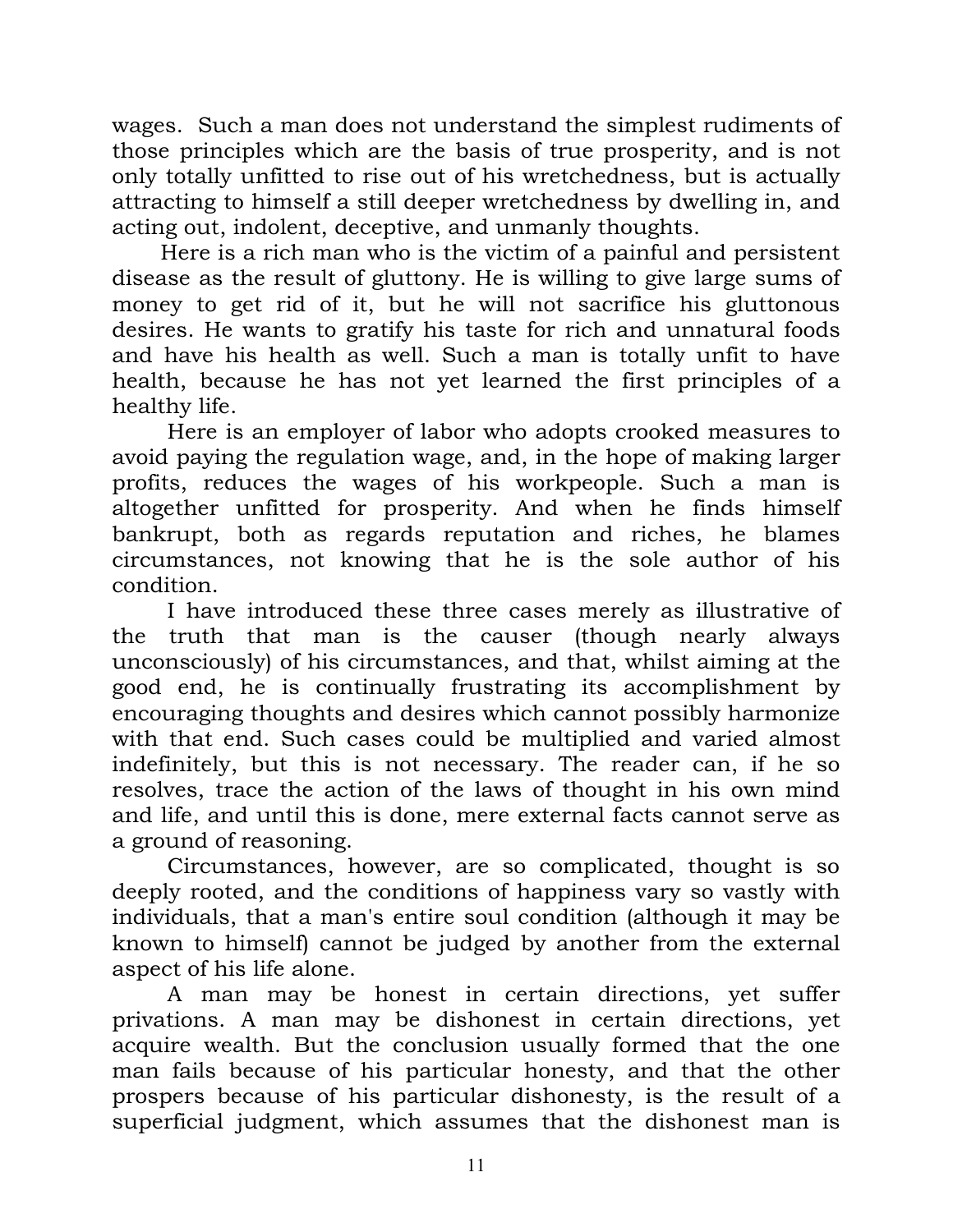wages. Such a man does not understand the simplest rudiments of those principles which are the basis of true prosperity, and is not only totally unfitted to rise out of his wretchedness, but is actually attracting to himself a still deeper wretchedness by dwelling in, and acting out, indolent, deceptive, and unmanly thoughts.

Here is a rich man who is the victim of a painful and persistent disease as the result of gluttony. He is willing to give large sums of money to get rid of it, but he will not sacrifice his gluttonous desires. He wants to gratify his taste for rich and unnatural foods and have his health as well. Such a man is totally unfit to have health, because he has not yet learned the first principles of a healthy life.

Here is an employer of labor who adopts crooked measures to avoid paying the regulation wage, and, in the hope of making larger profits, reduces the wages of his workpeople. Such a man is altogether unfitted for prosperity. And when he finds himself bankrupt, both as regards reputation and riches, he blames circumstances, not knowing that he is the sole author of his condition.

I have introduced these three cases merely as illustrative of the truth that man is the causer (though nearly always unconsciously) of his circumstances, and that, whilst aiming at the good end, he is continually frustrating its accomplishment by encouraging thoughts and desires which cannot possibly harmonize with that end. Such cases could be multiplied and varied almost indefinitely, but this is not necessary. The reader can, if he so resolves, trace the action of the laws of thought in his own mind and life, and until this is done, mere external facts cannot serve as a ground of reasoning.

Circumstances, however, are so complicated, thought is so deeply rooted, and the conditions of happiness vary so vastly with individuals, that a man's entire soul condition (although it may be known to himself) cannot be judged by another from the external aspect of his life alone.

A man may be honest in certain directions, yet suffer privations. A man may be dishonest in certain directions, yet acquire wealth. But the conclusion usually formed that the one man fails because of his particular honesty, and that the other prospers because of his particular dishonesty, is the result of a superficial judgment, which assumes that the dishonest man is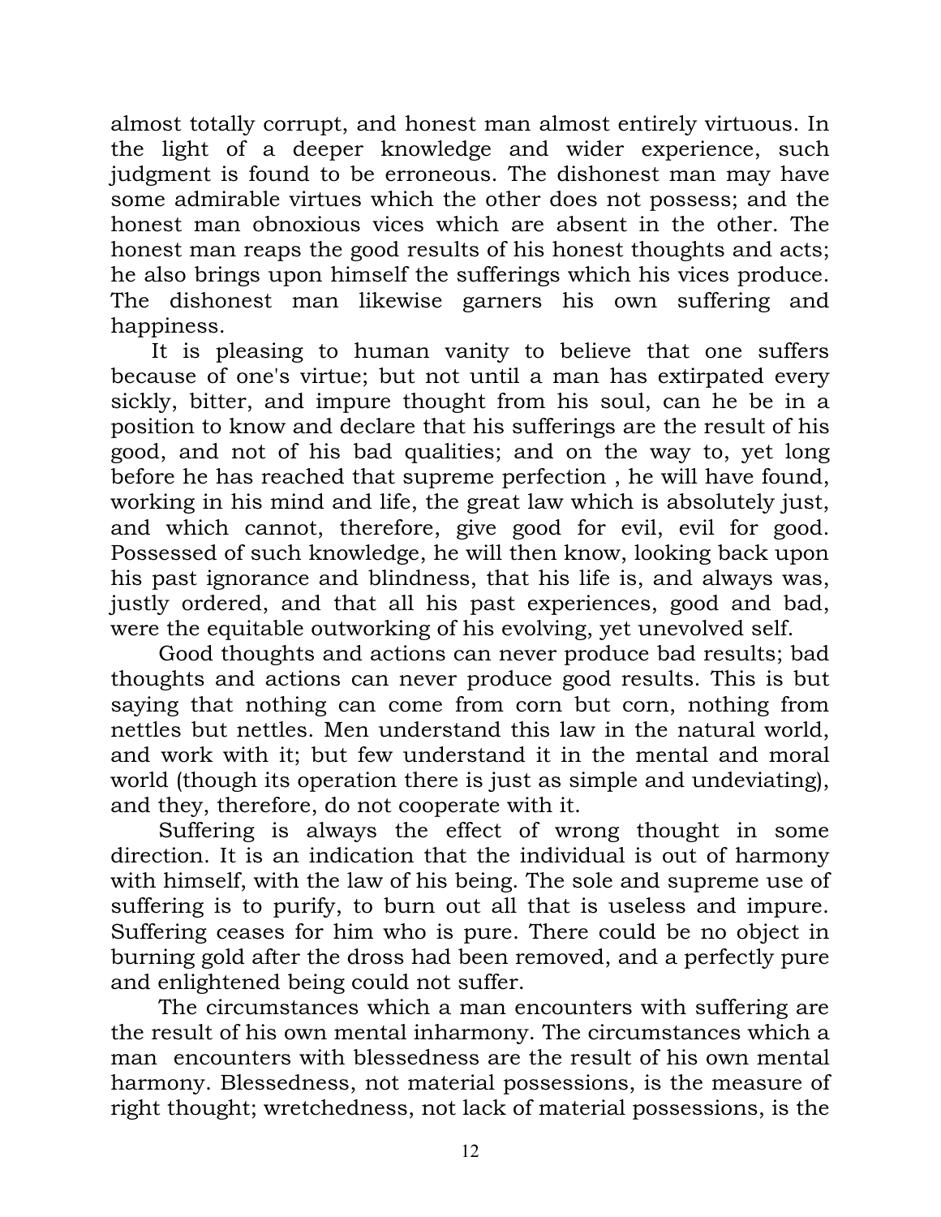almost totally corrupt, and honest man almost entirely virtuous. In the light of a deeper knowledge and wider experience, such judgment is found to be erroneous. The dishonest man may have some admirable virtues which the other does not possess; and the honest man obnoxious vices which are absent in the other. The honest man reaps the good results of his honest thoughts and acts; he also brings upon himself the sufferings which his vices produce. The dishonest man likewise garners his own suffering and happiness.

It is pleasing to human vanity to believe that one suffers because of one's virtue; but not until a man has extirpated every sickly, bitter, and impure thought from his soul, can he be in a position to know and declare that his sufferings are the result of his good, and not of his bad qualities; and on the way to, yet long before he has reached that supreme perfection , he will have found, working in his mind and life, the great law which is absolutely just, and which cannot, therefore, give good for evil, evil for good. Possessed of such knowledge, he will then know, looking back upon his past ignorance and blindness, that his life is, and always was, justly ordered, and that all his past experiences, good and bad, were the equitable outworking of his evolving, yet unevolved self.

Good thoughts and actions can never produce bad results; bad thoughts and actions can never produce good results. This is but saying that nothing can come from corn but corn, nothing from nettles but nettles. Men understand this law in the natural world, and work with it; but few understand it in the mental and moral world (though its operation there is just as simple and undeviating), and they, therefore, do not cooperate with it.

Suffering is always the effect of wrong thought in some direction. It is an indication that the individual is out of harmony with himself, with the law of his being. The sole and supreme use of suffering is to purify, to burn out all that is useless and impure. Suffering ceases for him who is pure. There could be no object in burning gold after the dross had been removed, and a perfectly pure and enlightened being could not suffer.

The circumstances which a man encounters with suffering are the result of his own mental inharmony. The circumstances which a man encounters with blessedness are the result of his own mental harmony. Blessedness, not material possessions, is the measure of right thought; wretchedness, not lack of material possessions, is the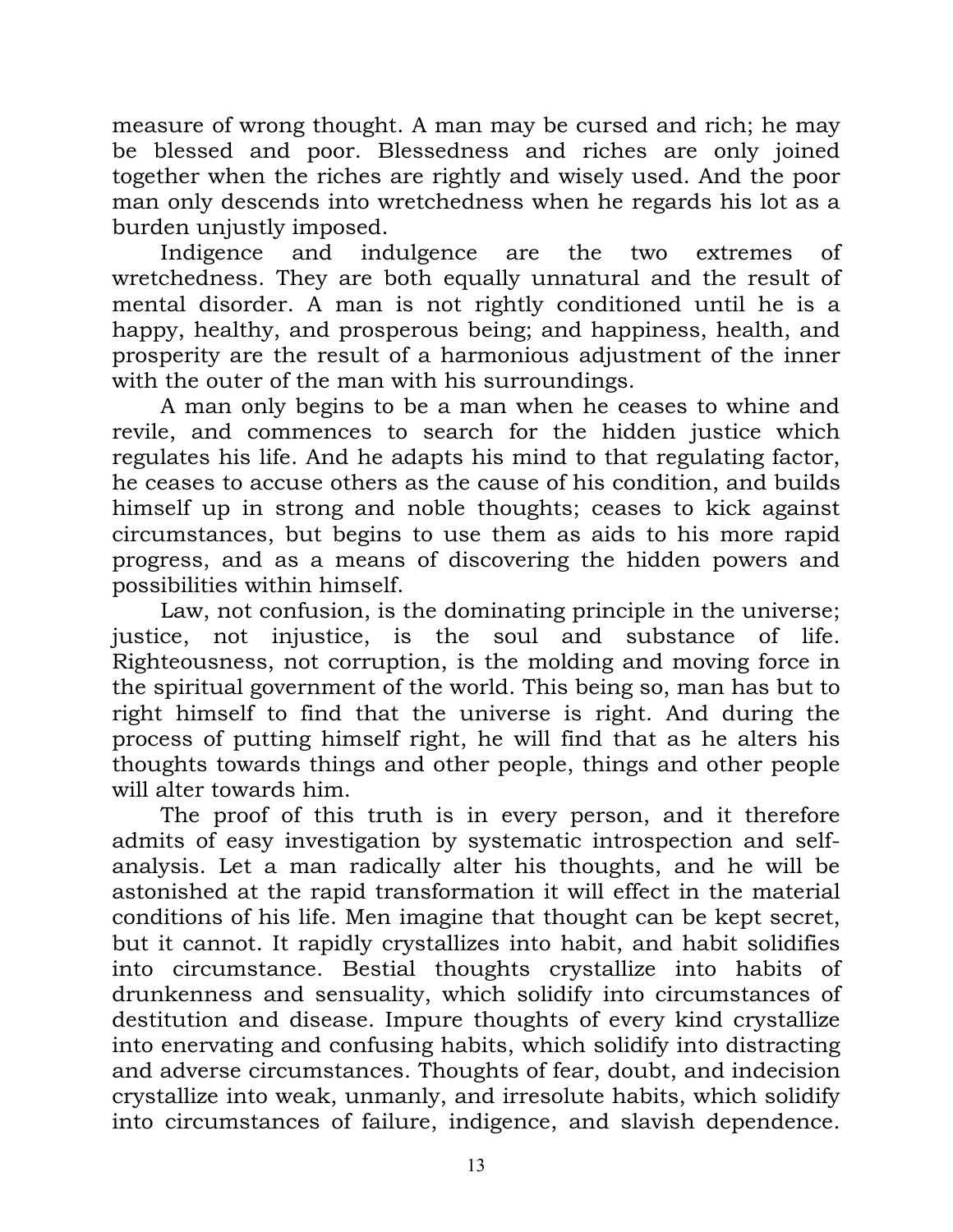measure of wrong thought. A man may be cursed and rich; he may be blessed and poor. Blessedness and riches are only joined together when the riches are rightly and wisely used. And the poor man only descends into wretchedness when he regards his lot as a burden unjustly imposed.

Indigence and indulgence are the two extremes of wretchedness. They are both equally unnatural and the result of mental disorder. A man is not rightly conditioned until he is a happy, healthy, and prosperous being; and happiness, health, and prosperity are the result of a harmonious adjustment of the inner with the outer of the man with his surroundings.

A man only begins to be a man when he ceases to whine and revile, and commences to search for the hidden justice which regulates his life. And he adapts his mind to that regulating factor, he ceases to accuse others as the cause of his condition, and builds himself up in strong and noble thoughts; ceases to kick against circumstances, but begins to use them as aids to his more rapid progress, and as a means of discovering the hidden powers and possibilities within himself.

Law, not confusion, is the dominating principle in the universe; justice, not injustice, is the soul and substance of life. Righteousness, not corruption, is the molding and moving force in the spiritual government of the world. This being so, man has but to right himself to find that the universe is right. And during the process of putting himself right, he will find that as he alters his thoughts towards things and other people, things and other people will alter towards him.

The proof of this truth is in every person, and it therefore admits of easy investigation by systematic introspection and self-analysis. Let a man radically alter his thoughts, and he will be astonished at the rapid transformation it will effect in the material conditions of his life. Men imagine that thought can be kept secret, but it cannot. It rapidly crystallizes into habit, and habit solidifies into circumstance. Bestial thoughts crystallize into habits of drunkenness and sensuality, which solidify into circumstances of destitution and disease. Impure thoughts of every kind crystallize into enervating and confusing habits, which solidify into distracting and adverse circumstances. Thoughts of fear, doubt, and indecision crystallize into weak, unmanly, and irresolute habits, which solidify into circumstances of failure, indigence, and slavish dependence.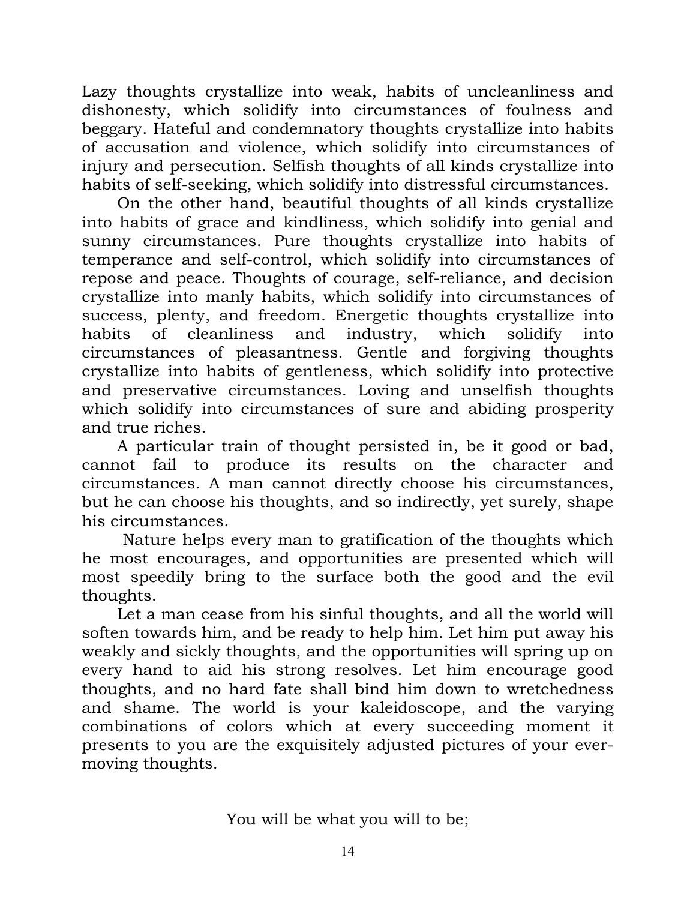Lazy thoughts crystallize into weak, habits of uncleanliness and dishonesty, which solidify into circumstances of foulness and beggary. Hateful and condemnatory thoughts crystallize into habits of accusation and violence, which solidify into circumstances of injury and persecution. Selfish thoughts of all kinds crystallize into habits of self-seeking, which solidify into distressful circumstances.

On the other hand, beautiful thoughts of all kinds crystallize into habits of grace and kindliness, which solidify into genial and sunny circumstances. Pure thoughts crystallize into habits of temperance and self-control, which solidify into circumstances of repose and peace. Thoughts of courage, self-reliance, and decision crystallize into manly habits, which solidify into circumstances of success, plenty, and freedom. Energetic thoughts crystallize into habits of cleanliness and industry, which solidify into circumstances of pleasantness. Gentle and forgiving thoughts crystallize into habits of gentleness, which solidify into protective and preservative circumstances. Loving and unselfish thoughts which solidify into circumstances of sure and abiding prosperity and true riches.

A particular train of thought persisted in, be it good or bad, cannot fail to produce its results on the character and circumstances. A man cannot directly choose his circumstances, but he can choose his thoughts, and so indirectly, yet surely, shape his circumstances.

Nature helps every man to gratification of the thoughts which he most encourages, and opportunities are presented which will most speedily bring to the surface both the good and the evil thoughts.

Let a man cease from his sinful thoughts, and all the world will soften towards him, and be ready to help him. Let him put away his weakly and sickly thoughts, and the opportunities will spring up on every hand to aid his strong resolves. Let him encourage good thoughts, and no hard fate shall bind him down to wretchedness and shame. The world is your kaleidoscope, and the varying combinations of colors which at every succeeding moment it presents to you are the exquisitely adjusted pictures of your ever-moving thoughts.

You will be what you will to be;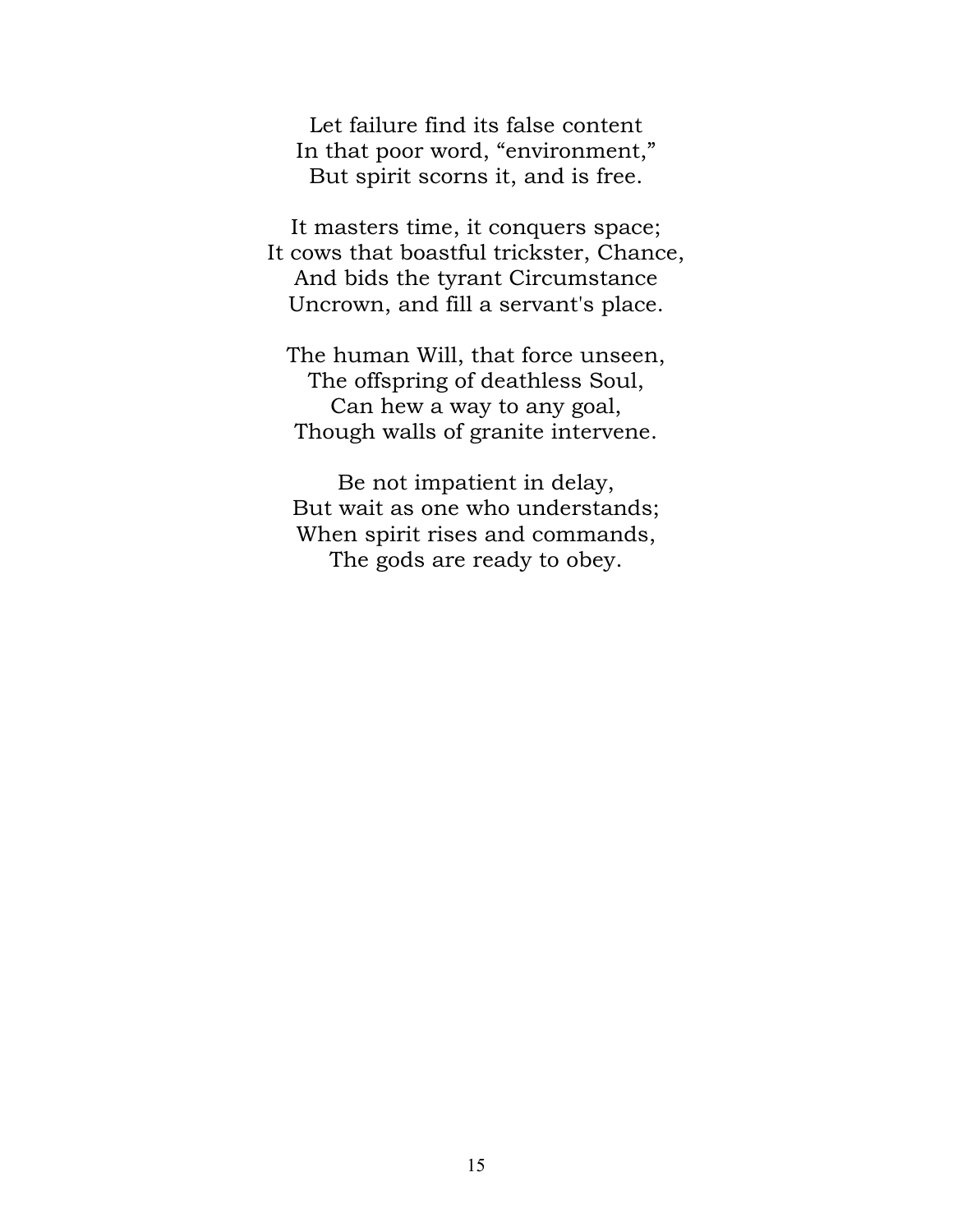Let failure find its false content  
In that poor word, “environment,”  
But spirit scorns it, and is free.

It masters time, it conquers space;  
It cows that boastful trickster, Chance,  
And bids the tyrant Circumstance  
Uncrown, and fill a servant's place.

The human Will, that force unseen,  
The offspring of deathless Soul,  
Can hew a way to any goal,  
Though walls of granite intervene.

Be not impatient in delay,  
But wait as one who understands;  
When spirit rises and commands,  
The gods are ready to obey.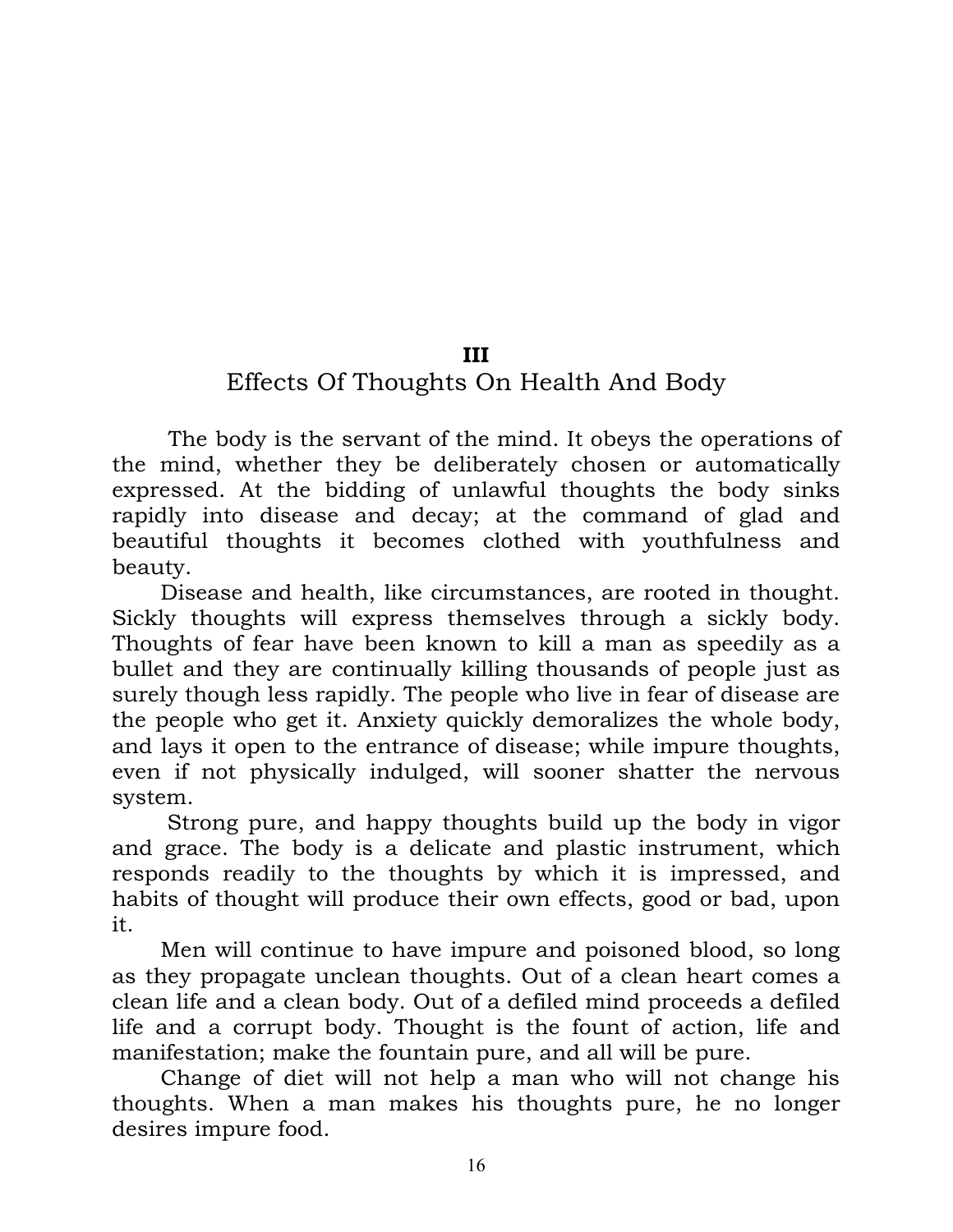## III

## Effects Of Thoughts On Health And Body

The body is the servant of the mind. It obeys the operations of the mind, whether they be deliberately chosen or automatically expressed. At the bidding of unlawful thoughts the body sinks rapidly into disease and decay; at the command of glad and beautiful thoughts it becomes clothed with youthfulness and beauty.

Disease and health, like circumstances, are rooted in thought. Sickly thoughts will express themselves through a sickly body. Thoughts of fear have been known to kill a man as speedily as a bullet and they are continually killing thousands of people just as surely though less rapidly. The people who live in fear of disease are the people who get it. Anxiety quickly demoralizes the whole body, and lays it open to the entrance of disease; while impure thoughts, even if not physically indulged, will sooner shatter the nervous system.

Strong pure, and happy thoughts build up the body in vigor and grace. The body is a delicate and plastic instrument, which responds readily to the thoughts by which it is impressed, and habits of thought will produce their own effects, good or bad, upon it.

Men will continue to have impure and poisoned blood, so long as they propagate unclean thoughts. Out of a clean heart comes a clean life and a clean body. Out of a defiled mind proceeds a defiled life and a corrupt body. Thought is the fount of action, life and manifestation; make the fountain pure, and all will be pure.

Change of diet will not help a man who will not change his thoughts. When a man makes his thoughts pure, he no longer desires impure food.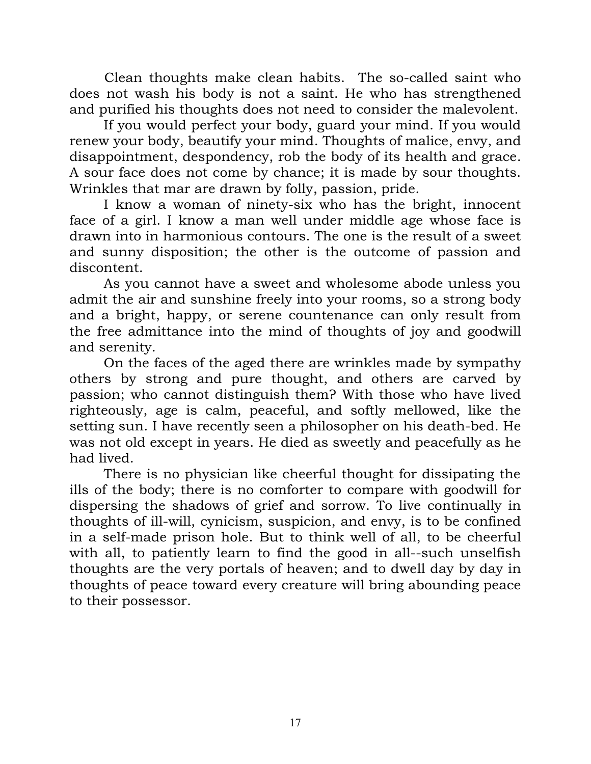Clean thoughts make clean habits. The so-called saint who does not wash his body is not a saint. He who has strengthened and purified his thoughts does not need to consider the malevolent.

If you would perfect your body, guard your mind. If you would renew your body, beautify your mind. Thoughts of malice, envy, and disappointment, despondency, rob the body of its health and grace. A sour face does not come by chance; it is made by sour thoughts. Wrinkles that mar are drawn by folly, passion, pride.

I know a woman of ninety-six who has the bright, innocent face of a girl. I know a man well under middle age whose face is drawn into in harmonious contours. The one is the result of a sweet and sunny disposition; the other is the outcome of passion and discontent.

As you cannot have a sweet and wholesome abode unless you admit the air and sunshine freely into your rooms, so a strong body and a bright, happy, or serene countenance can only result from the free admittance into the mind of thoughts of joy and goodwill and serenity.

On the faces of the aged there are wrinkles made by sympathy others by strong and pure thought, and others are carved by passion; who cannot distinguish them? With those who have lived righteously, age is calm, peaceful, and softly mellowed, like the setting sun. I have recently seen a philosopher on his death-bed. He was not old except in years. He died as sweetly and peacefully as he had lived.

There is no physician like cheerful thought for dissipating the ills of the body; there is no comforter to compare with goodwill for dispersing the shadows of grief and sorrow. To live continually in thoughts of ill-will, cynicism, suspicion, and envy, is to be confined in a self-made prison hole. But to think well of all, to be cheerful with all, to patiently learn to find the good in all--such unselfish thoughts are the very portals of heaven; and to dwell day by day in thoughts of peace toward every creature will bring abounding peace to their possessor.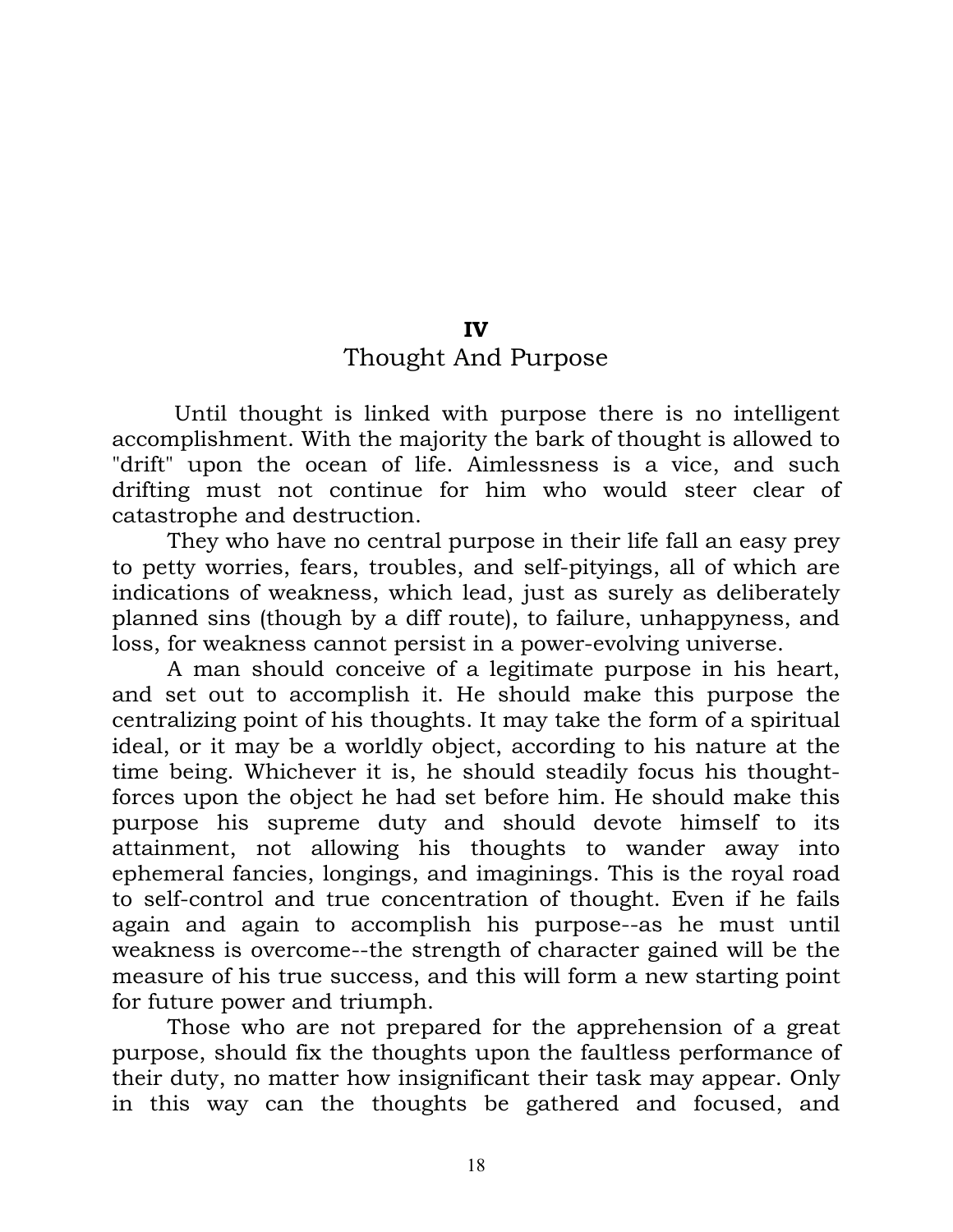## IV
## Thought And Purpose

Until thought is linked with purpose there is no intelligent accomplishment. With the majority the bark of thought is allowed to "drift" upon the ocean of life. Aimlessness is a vice, and such drifting must not continue for him who would steer clear of catastrophe and destruction.

They who have no central purpose in their life fall an easy prey to petty worries, fears, troubles, and self-pityings, all of which are indications of weakness, which lead, just as surely as deliberately planned sins (though by a diff route), to failure, unhappyness, and loss, for weakness cannot persist in a power-evolving universe.

A man should conceive of a legitimate purpose in his heart, and set out to accomplish it. He should make this purpose the centralizing point of his thoughts. It may take the form of a spiritual ideal, or it may be a worldly object, according to his nature at the time being. Whichever it is, he should steadily focus his thought-forces upon the object he had set before him. He should make this purpose his supreme duty and should devote himself to its attainment, not allowing his thoughts to wander away into ephemeral fancies, longings, and imaginings. This is the royal road to self-control and true concentration of thought. Even if he fails again and again to accomplish his purpose--as he must until weakness is overcome--the strength of character gained will be the measure of his true success, and this will form a new starting point for future power and triumph.

Those who are not prepared for the apprehension of a great purpose, should fix the thoughts upon the faultless performance of their duty, no matter how insignificant their task may appear. Only in this way can the thoughts be gathered and focused, and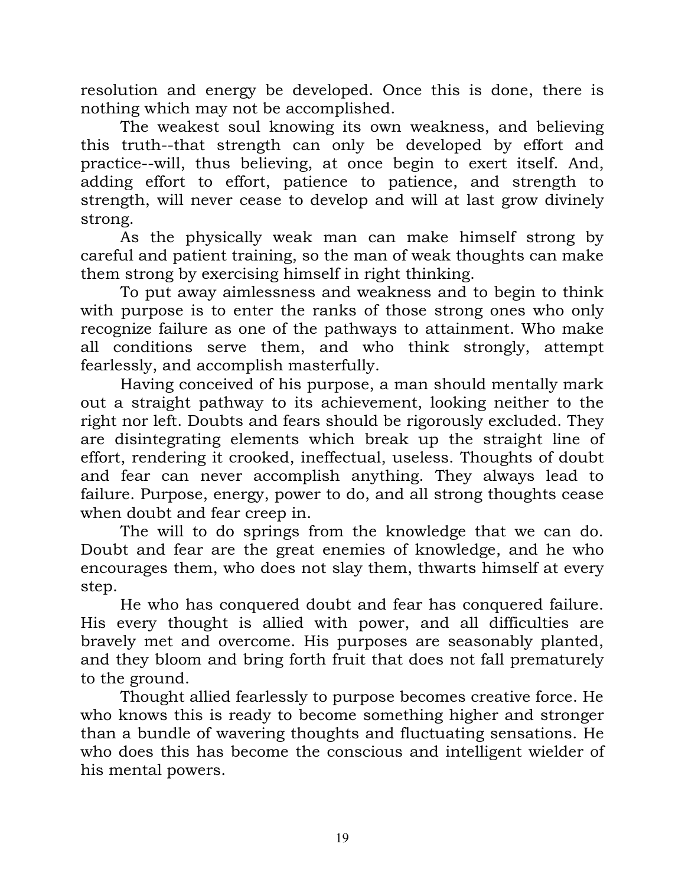resolution and energy be developed. Once this is done, there is nothing which may not be accomplished.

The weakest soul knowing its own weakness, and believing this truth--that strength can only be developed by effort and practice--will, thus believing, at once begin to exert itself. And, adding effort to effort, patience to patience, and strength to strength, will never cease to develop and will at last grow divinely strong.

As the physically weak man can make himself strong by careful and patient training, so the man of weak thoughts can make them strong by exercising himself in right thinking.

To put away aimlessness and weakness and to begin to think with purpose is to enter the ranks of those strong ones who only recognize failure as one of the pathways to attainment. Who make all conditions serve them, and who think strongly, attempt fearlessly, and accomplish masterfully.

Having conceived of his purpose, a man should mentally mark out a straight pathway to its achievement, looking neither to the right nor left. Doubts and fears should be rigorously excluded. They are disintegrating elements which break up the straight line of effort, rendering it crooked, ineffectual, useless. Thoughts of doubt and fear can never accomplish anything. They always lead to failure. Purpose, energy, power to do, and all strong thoughts cease when doubt and fear creep in.

The will to do springs from the knowledge that we can do. Doubt and fear are the great enemies of knowledge, and he who encourages them, who does not slay them, thwarts himself at every step.

He who has conquered doubt and fear has conquered failure. His every thought is allied with power, and all difficulties are bravely met and overcome. His purposes are seasonably planted, and they bloom and bring forth fruit that does not fall prematurely to the ground.

Thought allied fearlessly to purpose becomes creative force. He who knows this is ready to become something higher and stronger than a bundle of wavering thoughts and fluctuating sensations. He who does this has become the conscious and intelligent wielder of his mental powers.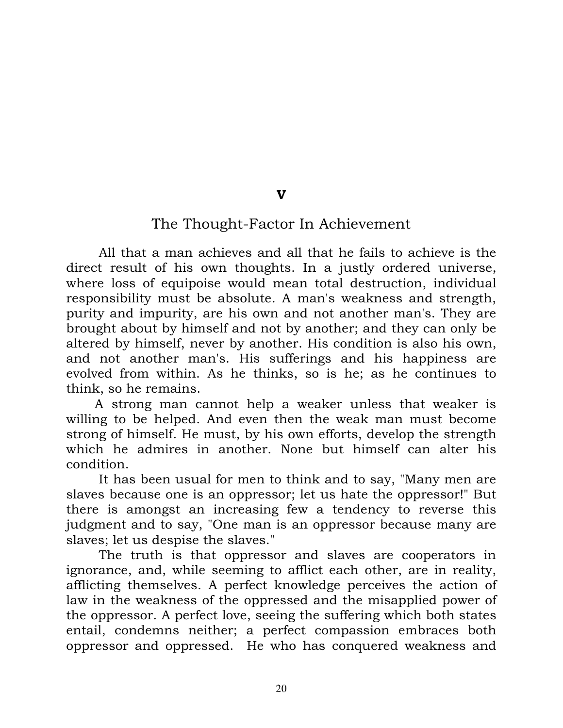# V

## The Thought-Factor In Achievement

All that a man achieves and all that he fails to achieve is the direct result of his own thoughts. In a justly ordered universe, where loss of equipoise would mean total destruction, individual responsibility must be absolute. A man's weakness and strength, purity and impurity, are his own and not another man's. They are brought about by himself and not by another; and they can only be altered by himself, never by another. His condition is also his own, and not another man's. His sufferings and his happiness are evolved from within. As he thinks, so is he; as he continues to think, so he remains.

A strong man cannot help a weaker unless that weaker is willing to be helped. And even then the weak man must become strong of himself. He must, by his own efforts, develop the strength which he admires in another. None but himself can alter his condition.

It has been usual for men to think and to say, "Many men are slaves because one is an oppressor; let us hate the oppressor!" But there is amongst an increasing few a tendency to reverse this judgment and to say, "One man is an oppressor because many are slaves; let us despise the slaves."

The truth is that oppressor and slaves are cooperators in ignorance, and, while seeming to afflict each other, are in reality, afflicting themselves. A perfect knowledge perceives the action of law in the weakness of the oppressed and the misapplied power of the oppressor. A perfect love, seeing the suffering which both states entail, condemns neither; a perfect compassion embraces both oppressor and oppressed. He who has conquered weakness and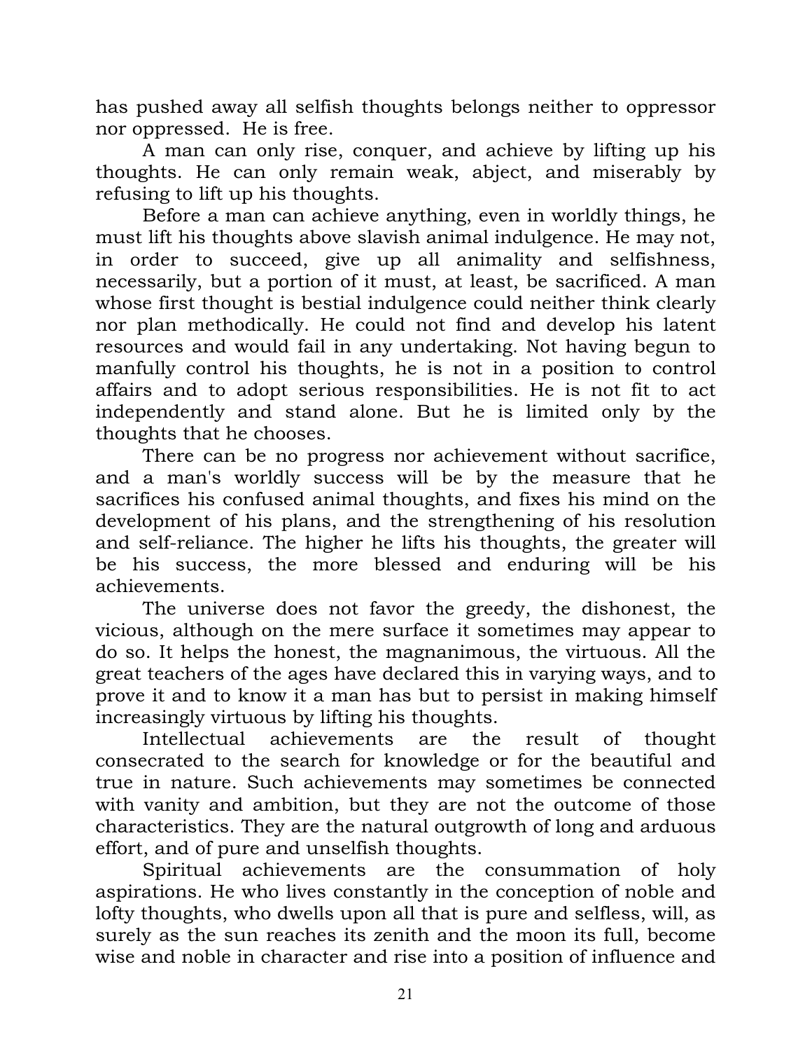has pushed away all selfish thoughts belongs neither to oppressor nor oppressed. He is free.

A man can only rise, conquer, and achieve by lifting up his thoughts. He can only remain weak, abject, and miserably by refusing to lift up his thoughts.

Before a man can achieve anything, even in worldly things, he must lift his thoughts above slavish animal indulgence. He may not, in order to succeed, give up all animality and selfishness, necessarily, but a portion of it must, at least, be sacrificed. A man whose first thought is bestial indulgence could neither think clearly nor plan methodically. He could not find and develop his latent resources and would fail in any undertaking. Not having begun to manfully control his thoughts, he is not in a position to control affairs and to adopt serious responsibilities. He is not fit to act independently and stand alone. But he is limited only by the thoughts that he chooses.

There can be no progress nor achievement without sacrifice, and a man's worldly success will be by the measure that he sacrifices his confused animal thoughts, and fixes his mind on the development of his plans, and the strengthening of his resolution and self-reliance. The higher he lifts his thoughts, the greater will be his success, the more blessed and enduring will be his achievements.

The universe does not favor the greedy, the dishonest, the vicious, although on the mere surface it sometimes may appear to do so. It helps the honest, the magnanimous, the virtuous. All the great teachers of the ages have declared this in varying ways, and to prove it and to know it a man has but to persist in making himself increasingly virtuous by lifting his thoughts.

Intellectual achievements are the result of thought consecrated to the search for knowledge or for the beautiful and true in nature. Such achievements may sometimes be connected with vanity and ambition, but they are not the outcome of those characteristics. They are the natural outgrowth of long and arduous effort, and of pure and unselfish thoughts.

Spiritual achievements are the consummation of holy aspirations. He who lives constantly in the conception of noble and lofty thoughts, who dwells upon all that is pure and selfless, will, as surely as the sun reaches its zenith and the moon its full, become wise and noble in character and rise into a position of influence and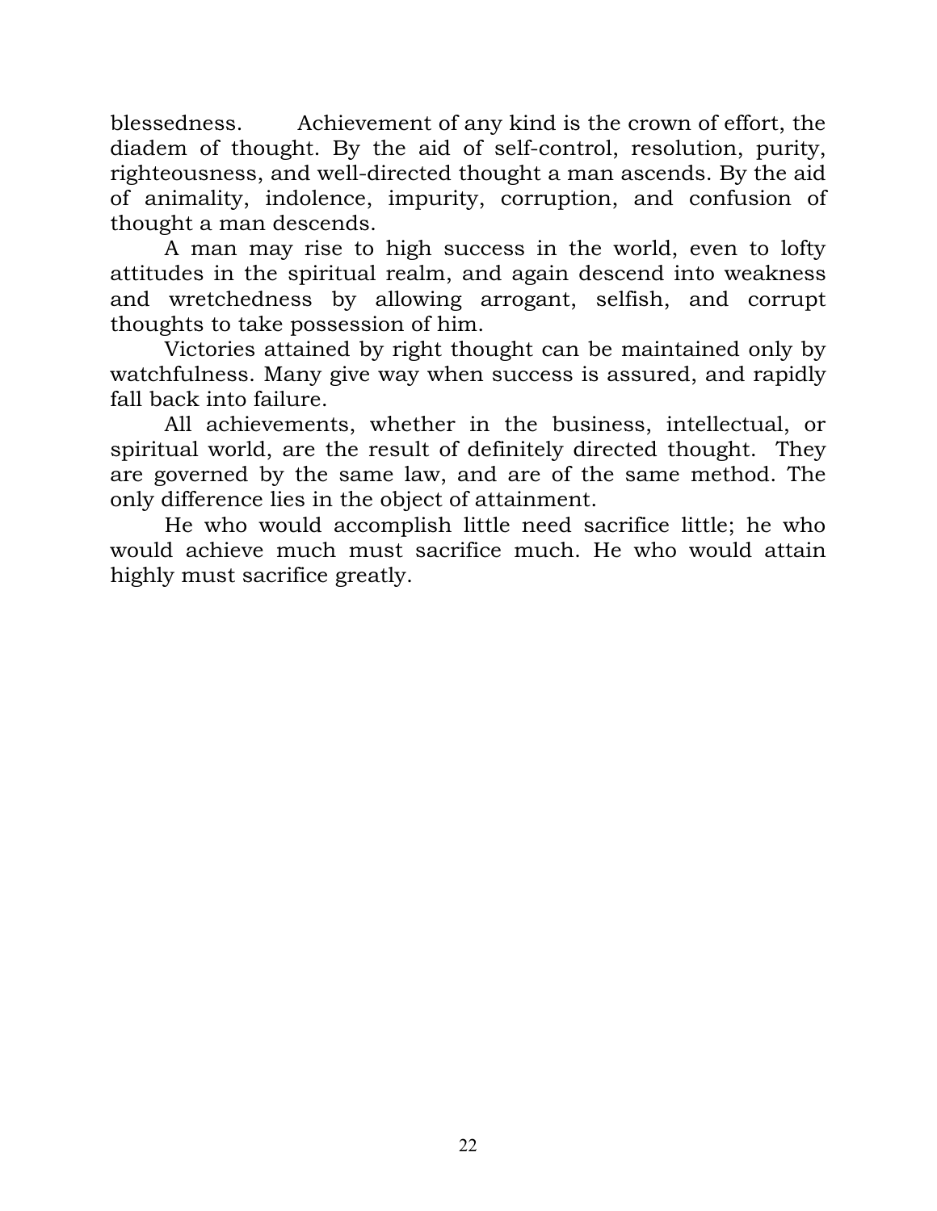blessedness. Achievement of any kind is the crown of effort, the diadem of thought. By the aid of self-control, resolution, purity, righteousness, and well-directed thought a man ascends. By the aid of animality, indolence, impurity, corruption, and confusion of thought a man descends.

A man may rise to high success in the world, even to lofty attitudes in the spiritual realm, and again descend into weakness and wretchedness by allowing arrogant, selfish, and corrupt thoughts to take possession of him.

Victories attained by right thought can be maintained only by watchfulness. Many give way when success is assured, and rapidly fall back into failure.

All achievements, whether in the business, intellectual, or spiritual world, are the result of definitely directed thought. They are governed by the same law, and are of the same method. The only difference lies in the object of attainment.

He who would accomplish little need sacrifice little; he who would achieve much must sacrifice much. He who would attain highly must sacrifice greatly.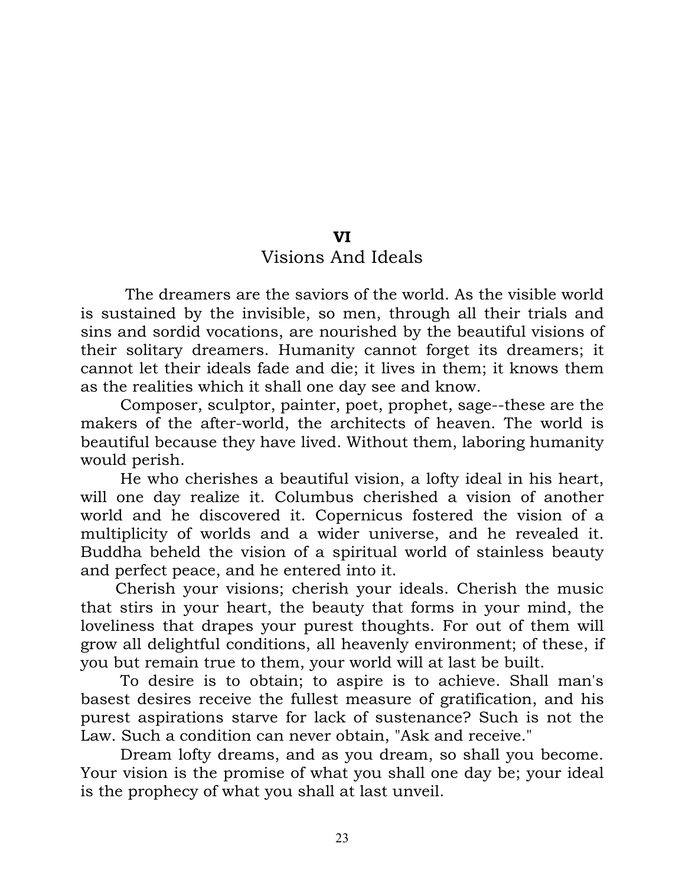## VI
## Visions And Ideals

The dreamers are the saviors of the world. As the visible world is sustained by the invisible, so men, through all their trials and sins and sordid vocations, are nourished by the beautiful visions of their solitary dreamers. Humanity cannot forget its dreamers; it cannot let their ideals fade and die; it lives in them; it knows them as the realities which it shall one day see and know.

Composer, sculptor, painter, poet, prophet, sage--these are the makers of the after-world, the architects of heaven. The world is beautiful because they have lived. Without them, laboring humanity would perish.

He who cherishes a beautiful vision, a lofty ideal in his heart, will one day realize it. Columbus cherished a vision of another world and he discovered it. Copernicus fostered the vision of a multiplicity of worlds and a wider universe, and he revealed it. Buddha beheld the vision of a spiritual world of stainless beauty and perfect peace, and he entered into it.

Cherish your visions; cherish your ideals. Cherish the music that stirs in your heart, the beauty that forms in your mind, the loveliness that drapes your purest thoughts. For out of them will grow all delightful conditions, all heavenly environment; of these, if you but remain true to them, your world will at last be built.

To desire is to obtain; to aspire is to achieve. Shall man's basest desires receive the fullest measure of gratification, and his purest aspirations starve for lack of sustenance? Such is not the Law. Such a condition can never obtain, "Ask and receive."

Dream lofty dreams, and as you dream, so shall you become. Your vision is the promise of what you shall one day be; your ideal is the prophecy of what you shall at last unveil.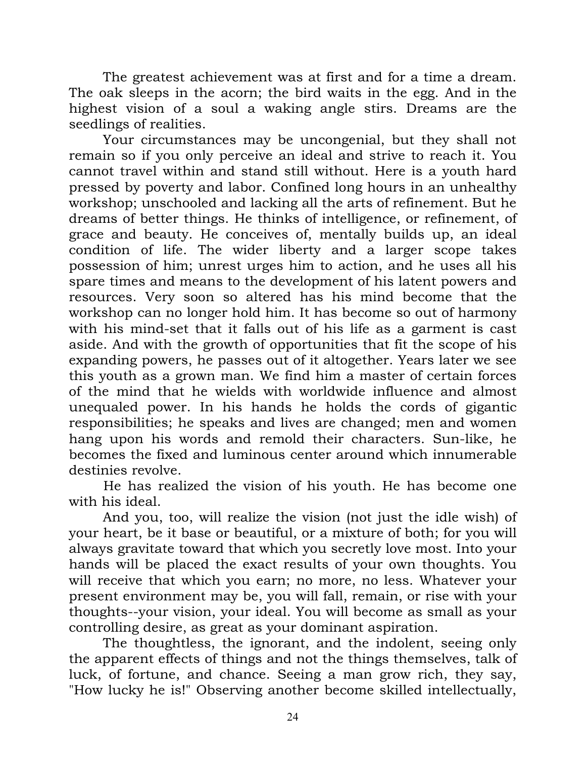The greatest achievement was at first and for a time a dream. The oak sleeps in the acorn; the bird waits in the egg. And in the highest vision of a soul a waking angle stirs. Dreams are the seedlings of realities.

Your circumstances may be uncongenial, but they shall not remain so if you only perceive an ideal and strive to reach it. You cannot travel within and stand still without. Here is a youth hard pressed by poverty and labor. Confined long hours in an unhealthy workshop; unschooled and lacking all the arts of refinement. But he dreams of better things. He thinks of intelligence, or refinement, of grace and beauty. He conceives of, mentally builds up, an ideal condition of life. The wider liberty and a larger scope takes possession of him; unrest urges him to action, and he uses all his spare times and means to the development of his latent powers and resources. Very soon so altered has his mind become that the workshop can no longer hold him. It has become so out of harmony with his mind-set that it falls out of his life as a garment is cast aside. And with the growth of opportunities that fit the scope of his expanding powers, he passes out of it altogether. Years later we see this youth as a grown man. We find him a master of certain forces of the mind that he wields with worldwide influence and almost unequaled power. In his hands he holds the cords of gigantic responsibilities; he speaks and lives are changed; men and women hang upon his words and remold their characters. Sun-like, he becomes the fixed and luminous center around which innumerable destinies revolve.

He has realized the vision of his youth. He has become one with his ideal.

And you, too, will realize the vision (not just the idle wish) of your heart, be it base or beautiful, or a mixture of both; for you will always gravitate toward that which you secretly love most. Into your hands will be placed the exact results of your own thoughts. You will receive that which you earn; no more, no less. Whatever your present environment may be, you will fall, remain, or rise with your thoughts--your vision, your ideal. You will become as small as your controlling desire, as great as your dominant aspiration.

The thoughtless, the ignorant, and the indolent, seeing only the apparent effects of things and not the things themselves, talk of luck, of fortune, and chance. Seeing a man grow rich, they say, "How lucky he is!" Observing another become skilled intellectually,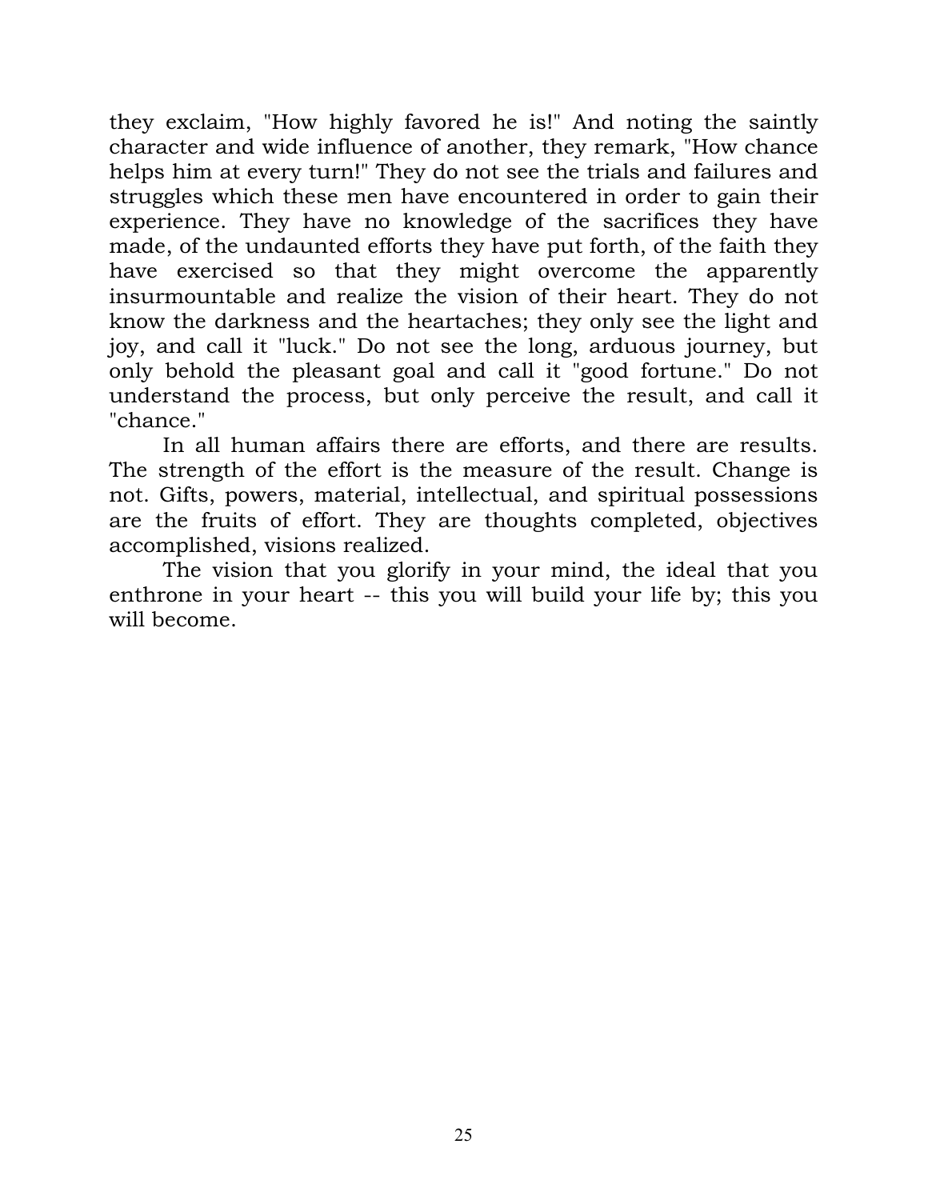they exclaim, "How highly favored he is!" And noting the saintly character and wide influence of another, they remark, "How chance helps him at every turn!" They do not see the trials and failures and struggles which these men have encountered in order to gain their experience. They have no knowledge of the sacrifices they have made, of the undaunted efforts they have put forth, of the faith they have exercised so that they might overcome the apparently insurmountable and realize the vision of their heart. They do not know the darkness and the heartaches; they only see the light and joy, and call it "luck." Do not see the long, arduous journey, but only behold the pleasant goal and call it "good fortune." Do not understand the process, but only perceive the result, and call it "chance."

In all human affairs there are efforts, and there are results. The strength of the effort is the measure of the result. Change is not. Gifts, powers, material, intellectual, and spiritual possessions are the fruits of effort. They are thoughts completed, objectives accomplished, visions realized.

The vision that you glorify in your mind, the ideal that you enthrone in your heart -- this you will build your life by; this you will become.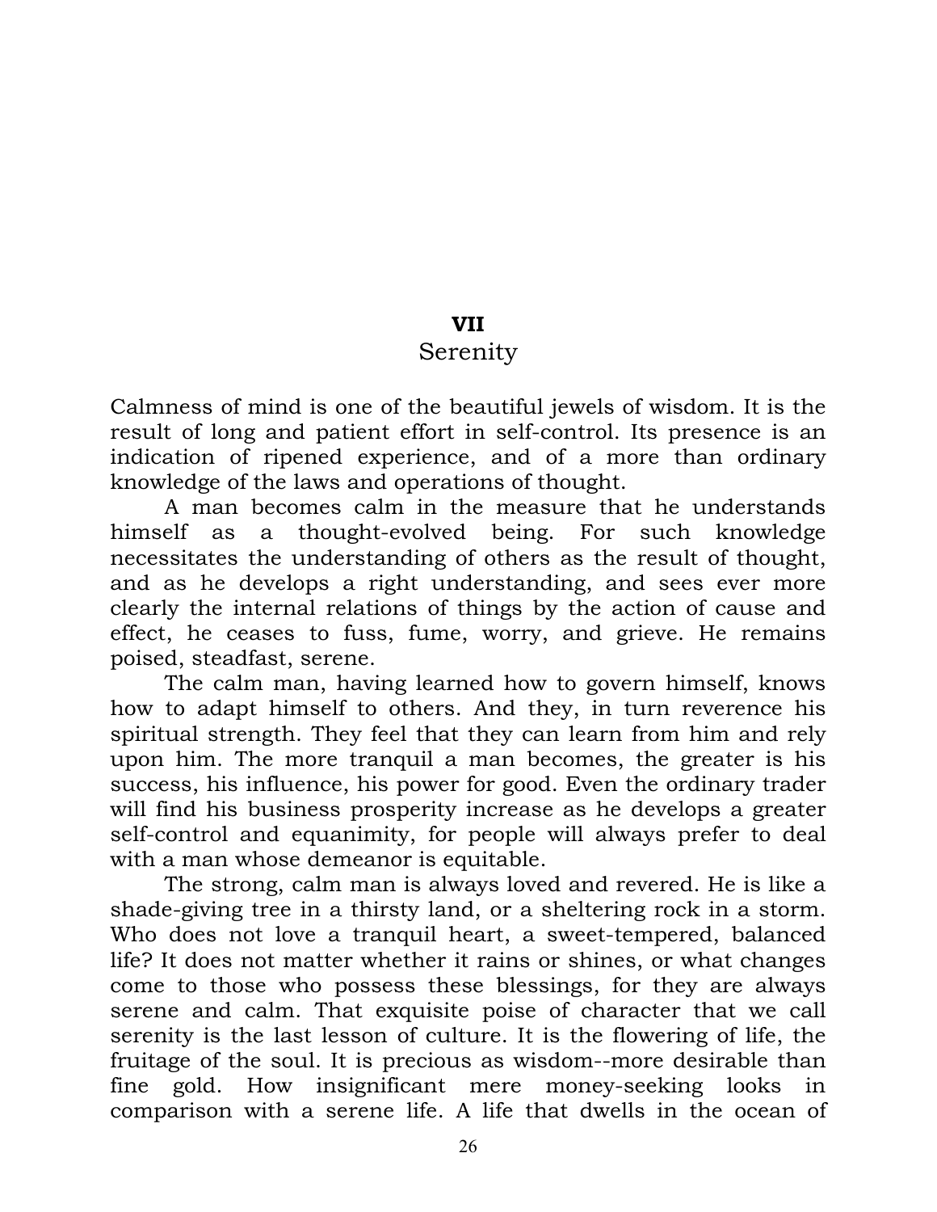# VII
## Serenity

Calmness of mind is one of the beautiful jewels of wisdom. It is the result of long and patient effort in self-control. Its presence is an indication of ripened experience, and of a more than ordinary knowledge of the laws and operations of thought.

A man becomes calm in the measure that he understands himself as a thought-evolved being. For such knowledge necessitates the understanding of others as the result of thought, and as he develops a right understanding, and sees ever more clearly the internal relations of things by the action of cause and effect, he ceases to fuss, fume, worry, and grieve. He remains poised, steadfast, serene.

The calm man, having learned how to govern himself, knows how to adapt himself to others. And they, in turn reverence his spiritual strength. They feel that they can learn from him and rely upon him. The more tranquil a man becomes, the greater is his success, his influence, his power for good. Even the ordinary trader will find his business prosperity increase as he develops a greater self-control and equanimity, for people will always prefer to deal with a man whose demeanor is equitable.

The strong, calm man is always loved and revered. He is like a shade-giving tree in a thirsty land, or a sheltering rock in a storm. Who does not love a tranquil heart, a sweet-tempered, balanced life? It does not matter whether it rains or shines, or what changes come to those who possess these blessings, for they are always serene and calm. That exquisite poise of character that we call serenity is the last lesson of culture. It is the flowering of life, the fruitage of the soul. It is precious as wisdom--more desirable than fine gold. How insignificant mere money-seeking looks in comparison with a serene life. A life that dwells in the ocean of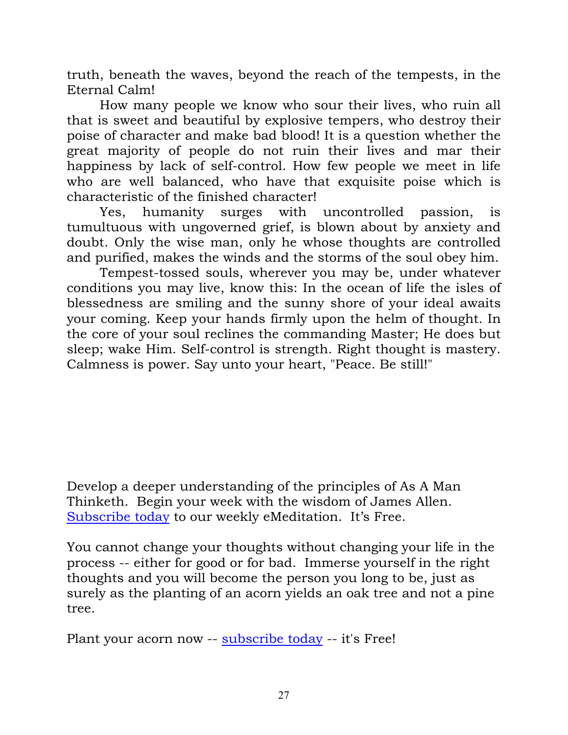truth, beneath the waves, beyond the reach of the tempests, in the Eternal Calm!

How many people we know who sour their lives, who ruin all that is sweet and beautiful by explosive tempers, who destroy their poise of character and make bad blood! It is a question whether the great majority of people do not ruin their lives and mar their happiness by lack of self-control. How few people we meet in life who are well balanced, who have that exquisite poise which is characteristic of the finished character!

Yes, humanity surges with uncontrolled passion, is tumultuous with ungoverned grief, is blown about by anxiety and doubt. Only the wise man, only he whose thoughts are controlled and purified, makes the winds and the storms of the soul obey him.

Tempest-tossed souls, wherever you may be, under whatever conditions you may live, know this: In the ocean of life the isles of blessedness are smiling and the sunny shore of your ideal awaits your coming. Keep your hands firmly upon the helm of thought. In the core of your soul reclines the commanding Master; He does but sleep; wake Him. Self-control is strength. Right thought is mastery. Calmness is power. Say unto your heart, "Peace. Be still!"

Develop a deeper understanding of the principles of As A Man Thinketh. Begin your week with the wisdom of James Allen. Subscribe today to our weekly eMeditation. It's Free.

You cannot change your thoughts without changing your life in the process -- either for good or for bad. Immerse yourself in the right thoughts and you will become the person you long to be, just as surely as the planting of an acorn yields an oak tree and not a pine tree.

Plant your acorn now -- subscribe today -- it's Free!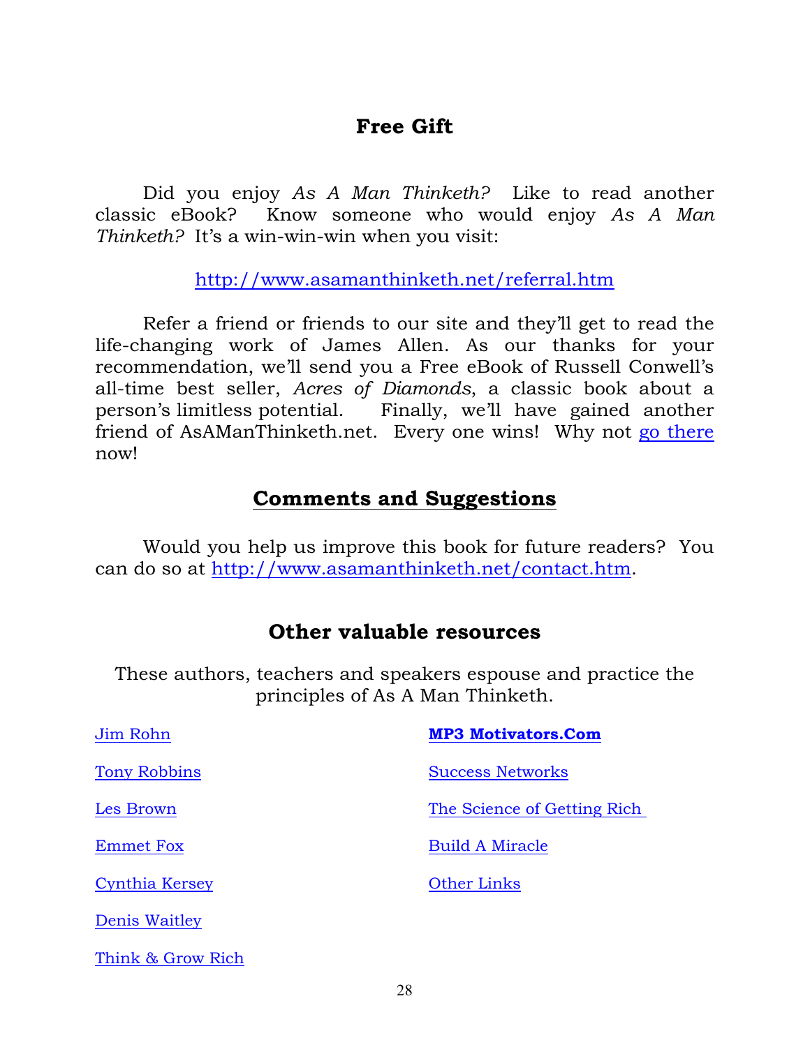## Free Gift

Did you enjoy *As A Man Thinketh?* Like to read another classic eBook? Know someone who would enjoy *As A Man Thinketh?* It's a win-win-win when you visit:

http://www.asamanthinketh.net/referral.htm

Refer a friend or friends to our site and they'll get to read the life-changing work of James Allen. As our thanks for your recommendation, we'll send you a Free eBook of Russell Conwell's all-time best seller, *Acres of Diamonds*, a classic book about a person's limitless potential. Finally, we'll have gained another friend of AsAManThinketh.net. Every one wins! Why not go there now!

## Comments and Suggestions

Would you help us improve this book for future readers? You can do so at http://www.asamanthinketh.net/contact.htm.

## Other valuable resources

These authors, teachers and speakers espouse and practice the principles of As A Man Thinketh.

Jim Rohn

Tony Robbins

Les Brown

Emmet Fox

Cynthia Kersey

Denis Waitley

Think & Grow Rich

**MP3 Motivators.Com**

Success Networks

The Science of Getting Rich

Build A Miracle

Other Links